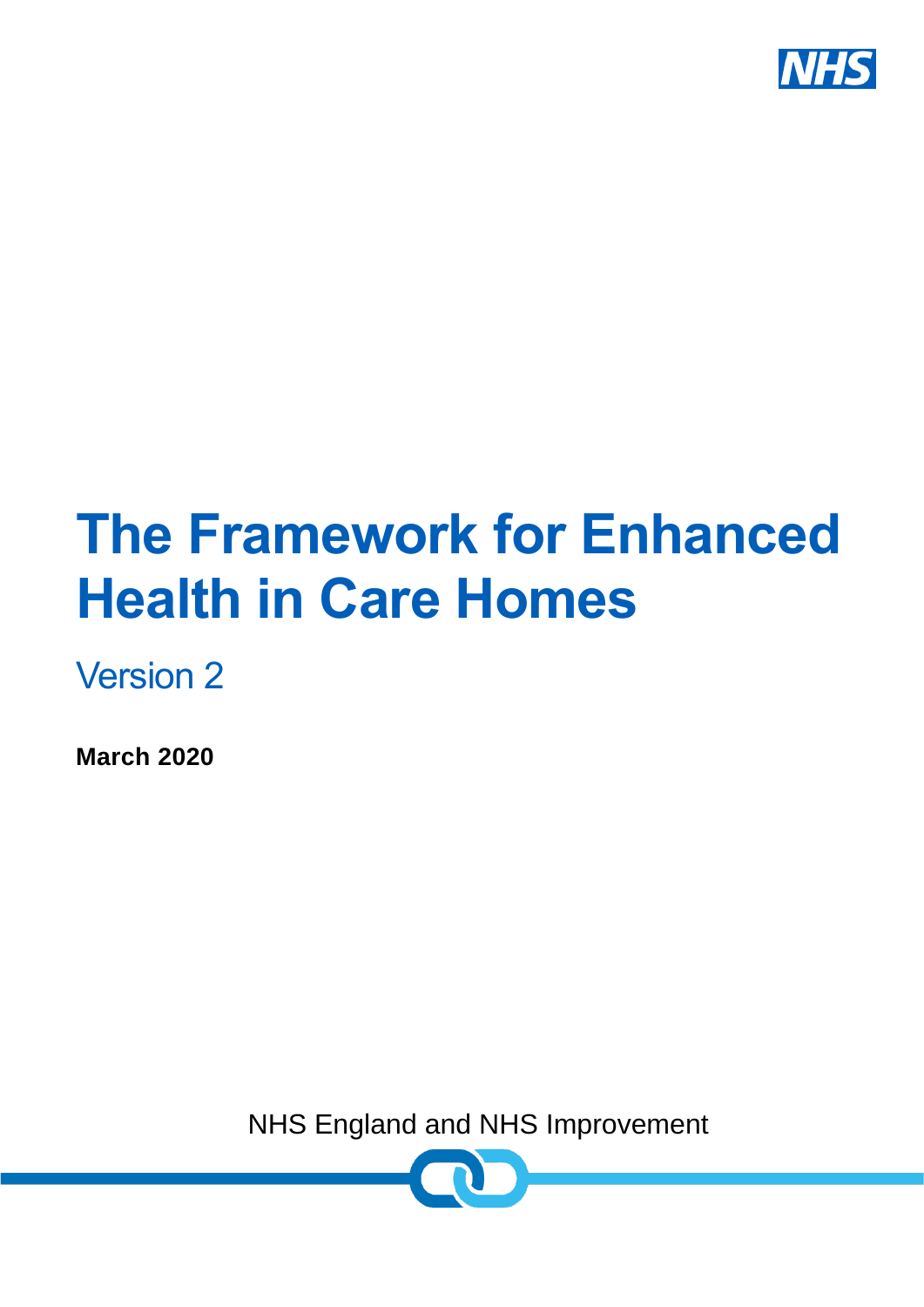NHS

# The Framework for Enhanced Health in Care Homes

## Version 2

**March 2020**

NHS England and NHS Improvement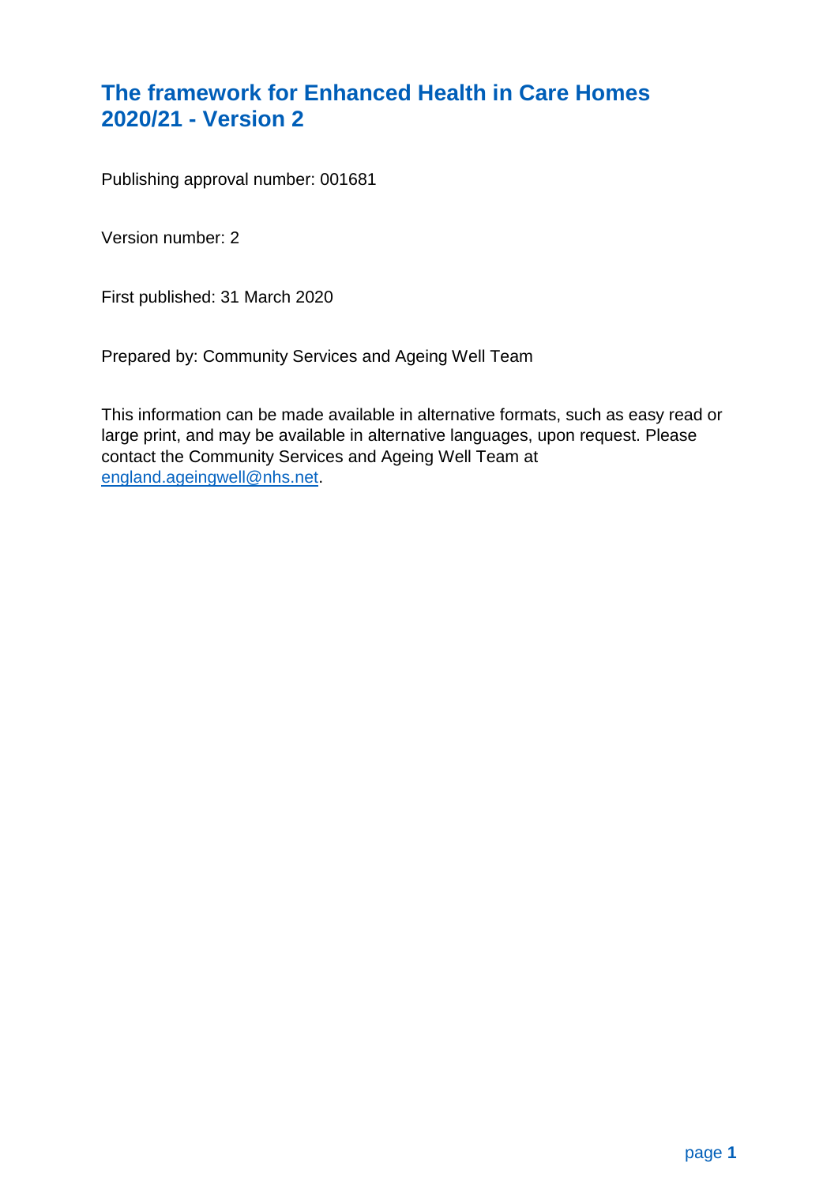# The framework for Enhanced Health in Care Homes 2020/21 - Version 2

Publishing approval number: 001681

Version number: 2

First published: 31 March 2020

Prepared by: Community Services and Ageing Well Team

This information can be made available in alternative formats, such as easy read or large print, and may be available in alternative languages, upon request. Please contact the Community Services and Ageing Well Team at england.ageingwell@nhs.net.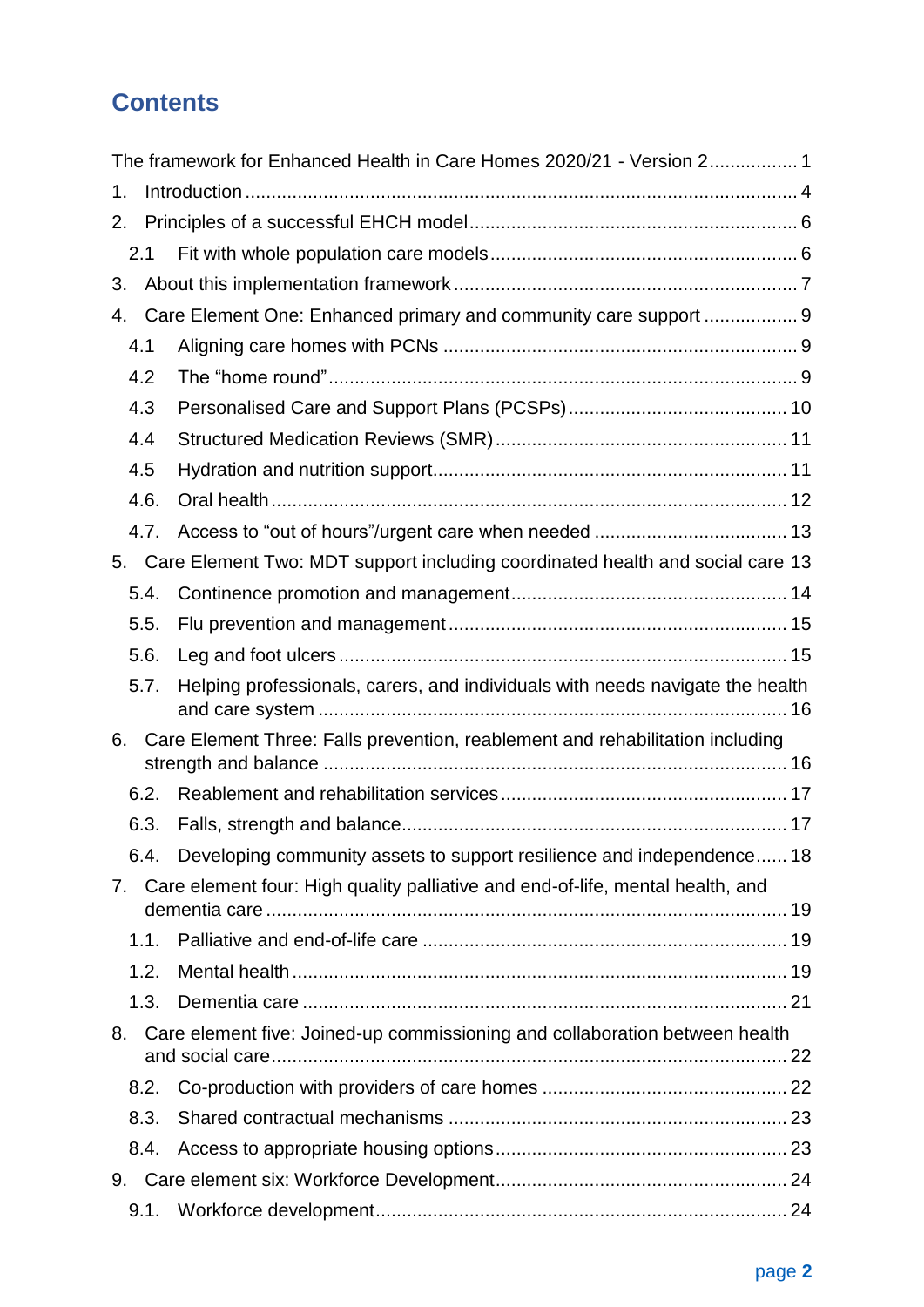## Contents

The framework for Enhanced Health in Care Homes 2020/21 - Version 2 ................ 1

1. Introduction ......................................................................................... 4
2. Principles of a successful EHCH model .............................................................. 6
   - 2.1 Fit with whole population care models .......................................................... 6
3. About this implementation framework .................................................................. 7
4. Care Element One: Enhanced primary and community care support ................. 9
   - 4.1 Aligning care homes with PCNs ................................................................... 9
   - 4.2 The “home round” ......................................................................................... 9
   - 4.3 Personalised Care and Support Plans (PCSPs) ......................................... 10
   - 4.4 Structured Medication Reviews (SMR) ....................................................... 11
   - 4.5 Hydration and nutrition support ................................................................... 11
   - 4.6. Oral health ................................................................................................. 12
   - 4.7. Access to “out of hours”/urgent care when needed ..................................... 13
5. Care Element Two: MDT support including coordinated health and social care 13
   - 5.4. Continence promotion and management .................................................... 14
   - 5.5. Flu prevention and management ................................................................ 15
   - 5.6. Leg and foot ulcers ..................................................................................... 15
   - 5.7. Helping professionals, carers, and individuals with needs navigate the health and care system ........................................................................................ 16
6. Care Element Three: Falls prevention, reablement and rehabilitation including strength and balance ........................................................................................ 16
   - 6.2. Reablement and rehabilitation services ...................................................... 17
   - 6.3. Falls, strength and balance ......................................................................... 17
   - 6.4. Developing community assets to support resilience and independence ...... 18
7. Care element four: High quality palliative and end-of-life, mental health, and dementia care ................................................................................................... 19
   - 1.1. Palliative and end-of-life care ..................................................................... 19
   - 1.2. Mental health .............................................................................................. 19
   - 1.3. Dementia care ............................................................................................ 21
8. Care element five: Joined-up commissioning and collaboration between health and social care .................................................................................................. 22
   - 8.2. Co-production with providers of care homes .............................................. 22
   - 8.3. Shared contractual mechanisms ................................................................ 23
   - 8.4. Access to appropriate housing options ....................................................... 23
9. Care element six: Workforce Development ....................................................... 24
   - 9.1. Workforce development .............................................................................. 24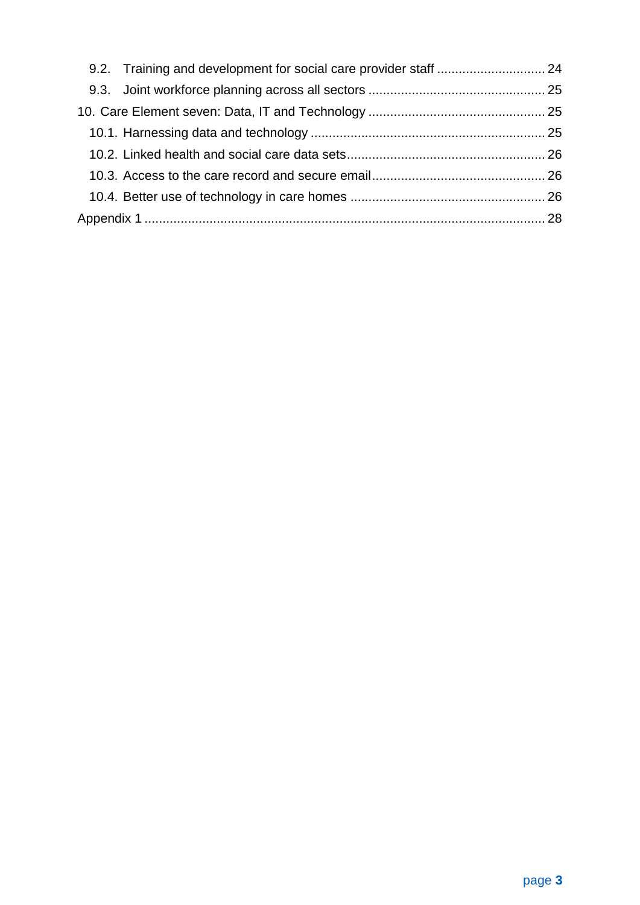- 9.2. Training and development for social care provider staff .............................. 24
- 9.3. Joint workforce planning across all sectors ................................................ 25

10. Care Element seven: Data, IT and Technology ................................................ 25

- 10.1. Harnessing data and technology ................................................................ 25
- 10.2. Linked health and social care data sets...................................................... 26
- 10.3. Access to the care record and secure email............................................... 26
- 10.4. Better use of technology in care homes ..................................................... 26

Appendix 1 .............................................................................................................. 28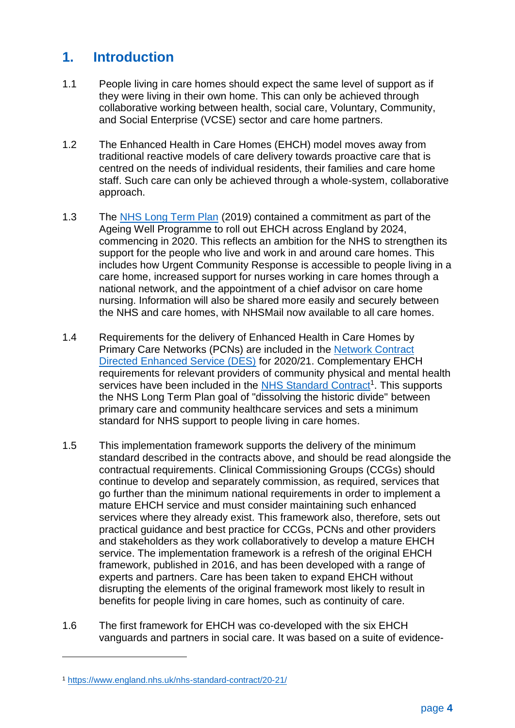## 1. Introduction

1.1 People living in care homes should expect the same level of support as if they were living in their own home. This can only be achieved through collaborative working between health, social care, Voluntary, Community, and Social Enterprise (VCSE) sector and care home partners.

1.2 The Enhanced Health in Care Homes (EHCH) model moves away from traditional reactive models of care delivery towards proactive care that is centred on the needs of individual residents, their families and care home staff. Such care can only be achieved through a whole-system, collaborative approach.

1.3 The NHS Long Term Plan (2019) contained a commitment as part of the Ageing Well Programme to roll out EHCH across England by 2024, commencing in 2020. This reflects an ambition for the NHS to strengthen its support for the people who live and work in and around care homes. This includes how Urgent Community Response is accessible to people living in a care home, increased support for nurses working in care homes through a national network, and the appointment of a chief advisor on care home nursing. Information will also be shared more easily and securely between the NHS and care homes, with NHSMail now available to all care homes.

1.4 Requirements for the delivery of Enhanced Health in Care Homes by Primary Care Networks (PCNs) are included in the Network Contract Directed Enhanced Service (DES) for 2020/21. Complementary EHCH requirements for relevant providers of community physical and mental health services have been included in the NHS Standard Contract[1]. This supports the NHS Long Term Plan goal of "dissolving the historic divide" between primary care and community healthcare services and sets a minimum standard for NHS support to people living in care homes.

1.5 This implementation framework supports the delivery of the minimum standard described in the contracts above, and should be read alongside the contractual requirements. Clinical Commissioning Groups (CCGs) should continue to develop and separately commission, as required, services that go further than the minimum national requirements in order to implement a mature EHCH service and must consider maintaining such enhanced services where they already exist. This framework also, therefore, sets out practical guidance and best practice for CCGs, PCNs and other providers and stakeholders as they work collaboratively to develop a mature EHCH service. The implementation framework is a refresh of the original EHCH framework, published in 2016, and has been developed with a range of experts and partners. Care has been taken to expand EHCH without disrupting the elements of the original framework most likely to result in benefits for people living in care homes, such as continuity of care.

1.6 The first framework for EHCH was co-developed with the six EHCH vanguards and partners in social care. It was based on a suite of evidence-

[1] https://www.england.nhs.uk/nhs-standard-contract/20-21/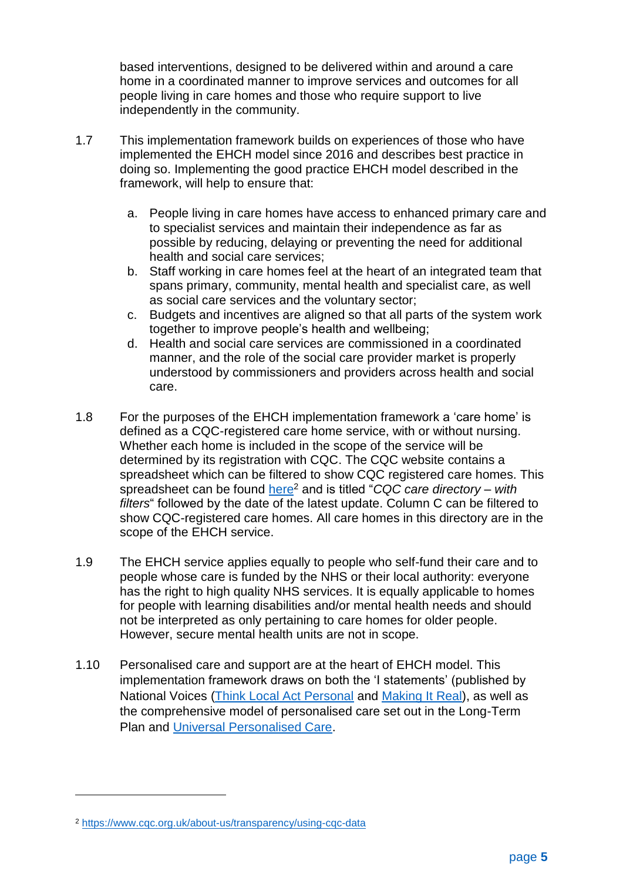based interventions, designed to be delivered within and around a care home in a coordinated manner to improve services and outcomes for all people living in care homes and those who require support to live independently in the community.

1.7 This implementation framework builds on experiences of those who have implemented the EHCH model since 2016 and describes best practice in doing so. Implementing the good practice EHCH model described in the framework, will help to ensure that:

   a. People living in care homes have access to enhanced primary care and to specialist services and maintain their independence as far as possible by reducing, delaying or preventing the need for additional health and social care services;
   b. Staff working in care homes feel at the heart of an integrated team that spans primary, community, mental health and specialist care, as well as social care services and the voluntary sector;
   c. Budgets and incentives are aligned so that all parts of the system work together to improve people's health and wellbeing;
   d. Health and social care services are commissioned in a coordinated manner, and the role of the social care provider market is properly understood by commissioners and providers across health and social care.

1.8 For the purposes of the EHCH implementation framework a 'care home' is defined as a CQC-registered care home service, with or without nursing. Whether each home is included in the scope of the service will be determined by its registration with CQC. The CQC website contains a spreadsheet which can be filtered to show CQC registered care homes. This spreadsheet can be found [here](https://www.cqc.org.uk/about-us/transparency/using-cqc-data)[2] and is titled "*CQC care directory – with filters*" followed by the date of the latest update. Column C can be filtered to show CQC-registered care homes. All care homes in this directory are in the scope of the EHCH service.

1.9 The EHCH service applies equally to people who self-fund their care and to people whose care is funded by the NHS or their local authority: everyone has the right to high quality NHS services. It is equally applicable to homes for people with learning disabilities and/or mental health needs and should not be interpreted as only pertaining to care homes for older people. However, secure mental health units are not in scope.

1.10 Personalised care and support are at the heart of EHCH model. This implementation framework draws on both the 'I statements' (published by National Voices (Think Local Act Personal and Making It Real), as well as the comprehensive model of personalised care set out in the Long-Term Plan and Universal Personalised Care.

---

[2] https://www.cqc.org.uk/about-us/transparency/using-cqc-data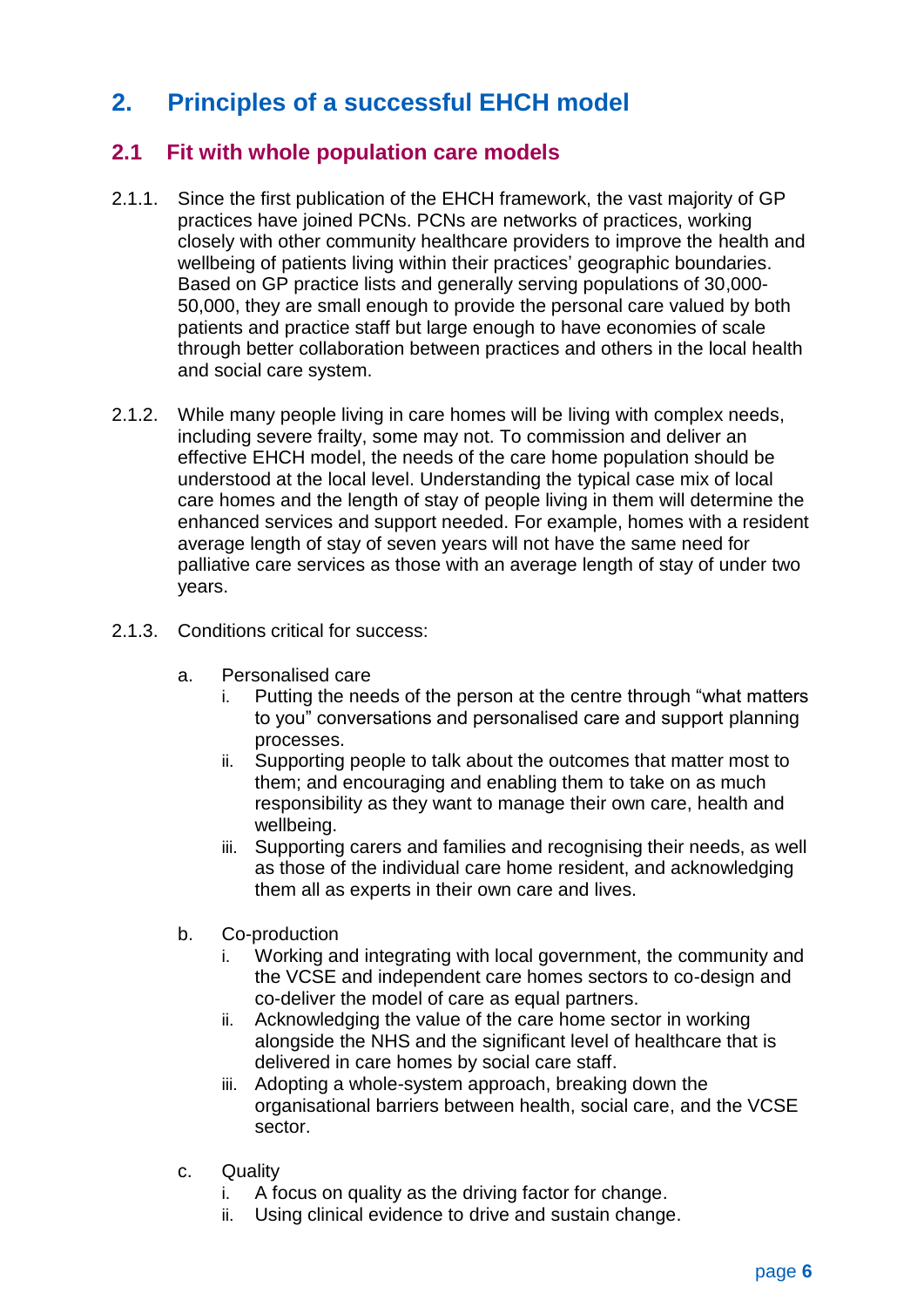## 2. Principles of a successful EHCH model

### 2.1 Fit with whole population care models

2.1.1. Since the first publication of the EHCH framework, the vast majority of GP practices have joined PCNs. PCNs are networks of practices, working closely with other community healthcare providers to improve the health and wellbeing of patients living within their practices' geographic boundaries. Based on GP practice lists and generally serving populations of 30,000-50,000, they are small enough to provide the personal care valued by both patients and practice staff but large enough to have economies of scale through better collaboration between practices and others in the local health and social care system.

2.1.2. While many people living in care homes will be living with complex needs, including severe frailty, some may not. To commission and deliver an effective EHCH model, the needs of the care home population should be understood at the local level. Understanding the typical case mix of local care homes and the length of stay of people living in them will determine the enhanced services and support needed. For example, homes with a resident average length of stay of seven years will not have the same need for palliative care services as those with an average length of stay of under two years.

2.1.3. Conditions critical for success:

a. Personalised care
   i. Putting the needs of the person at the centre through "what matters to you" conversations and personalised care and support planning processes.
   ii. Supporting people to talk about the outcomes that matter most to them; and encouraging and enabling them to take on as much responsibility as they want to manage their own care, health and wellbeing.
   iii. Supporting carers and families and recognising their needs, as well as those of the individual care home resident, and acknowledging them all as experts in their own care and lives.

b. Co-production
   i. Working and integrating with local government, the community and the VCSE and independent care homes sectors to co-design and co-deliver the model of care as equal partners.
   ii. Acknowledging the value of the care home sector in working alongside the NHS and the significant level of healthcare that is delivered in care homes by social care staff.
   iii. Adopting a whole-system approach, breaking down the organisational barriers between health, social care, and the VCSE sector.

c. Quality
   i. A focus on quality as the driving factor for change.
   ii. Using clinical evidence to drive and sustain change.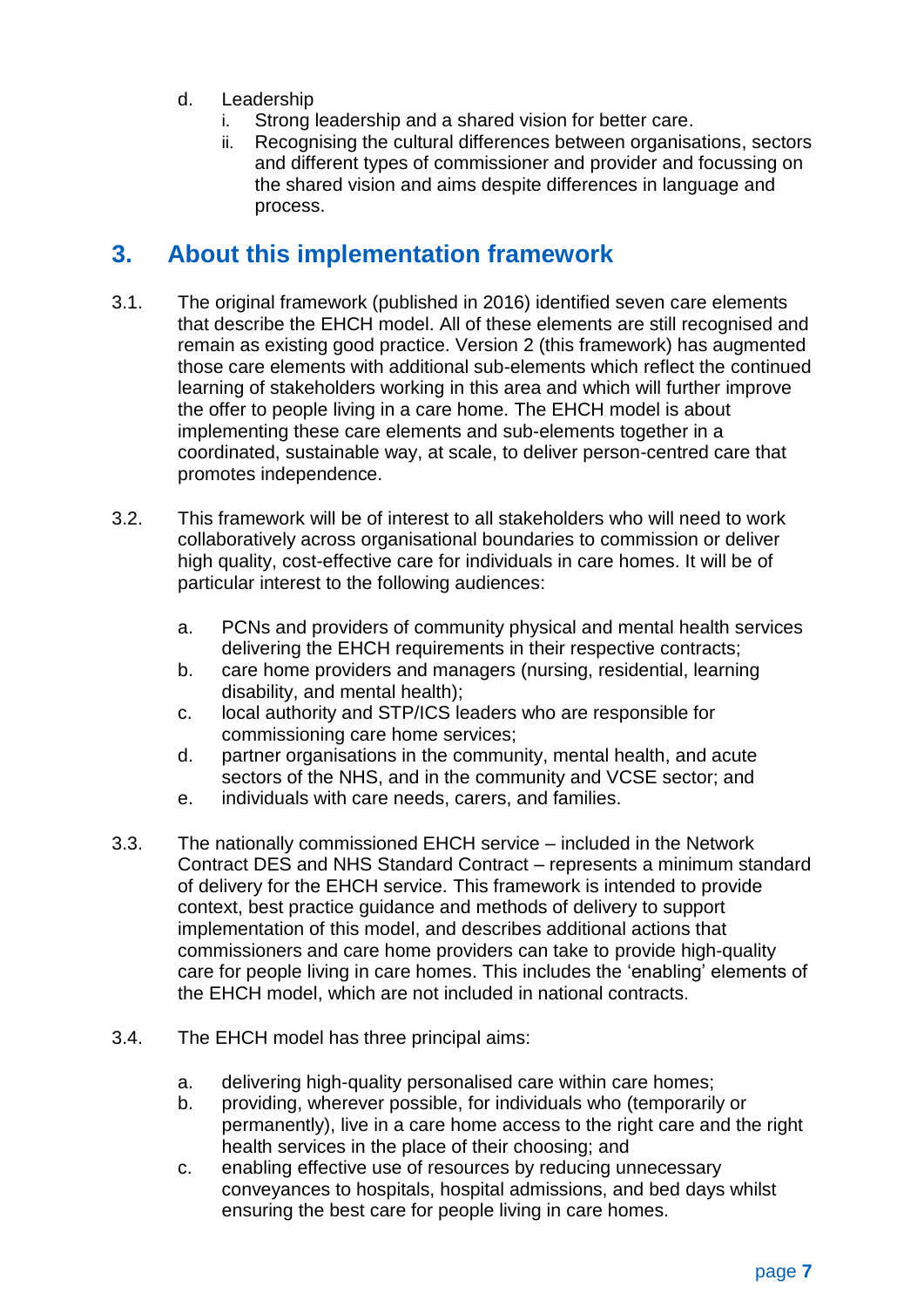d. Leadership
   i. Strong leadership and a shared vision for better care.
   ii. Recognising the cultural differences between organisations, sectors and different types of commissioner and provider and focussing on the shared vision and aims despite differences in language and process.

## 3. About this implementation framework

3.1. The original framework (published in 2016) identified seven care elements that describe the EHCH model. All of these elements are still recognised and remain as existing good practice. Version 2 (this framework) has augmented those care elements with additional sub-elements which reflect the continued learning of stakeholders working in this area and which will further improve the offer to people living in a care home. The EHCH model is about implementing these care elements and sub-elements together in a coordinated, sustainable way, at scale, to deliver person-centred care that promotes independence.

3.2. This framework will be of interest to all stakeholders who will need to work collaboratively across organisational boundaries to commission or deliver high quality, cost-effective care for individuals in care homes. It will be of particular interest to the following audiences:

   a. PCNs and providers of community physical and mental health services delivering the EHCH requirements in their respective contracts;
   b. care home providers and managers (nursing, residential, learning disability, and mental health);
   c. local authority and STP/ICS leaders who are responsible for commissioning care home services;
   d. partner organisations in the community, mental health, and acute sectors of the NHS, and in the community and VCSE sector; and
   e. individuals with care needs, carers, and families.

3.3. The nationally commissioned EHCH service – included in the Network Contract DES and NHS Standard Contract – represents a minimum standard of delivery for the EHCH service. This framework is intended to provide context, best practice guidance and methods of delivery to support implementation of this model, and describes additional actions that commissioners and care home providers can take to provide high-quality care for people living in care homes. This includes the 'enabling' elements of the EHCH model, which are not included in national contracts.

3.4. The EHCH model has three principal aims:

   a. delivering high-quality personalised care within care homes;
   b. providing, wherever possible, for individuals who (temporarily or permanently), live in a care home access to the right care and the right health services in the place of their choosing; and
   c. enabling effective use of resources by reducing unnecessary conveyances to hospitals, hospital admissions, and bed days whilst ensuring the best care for people living in care homes.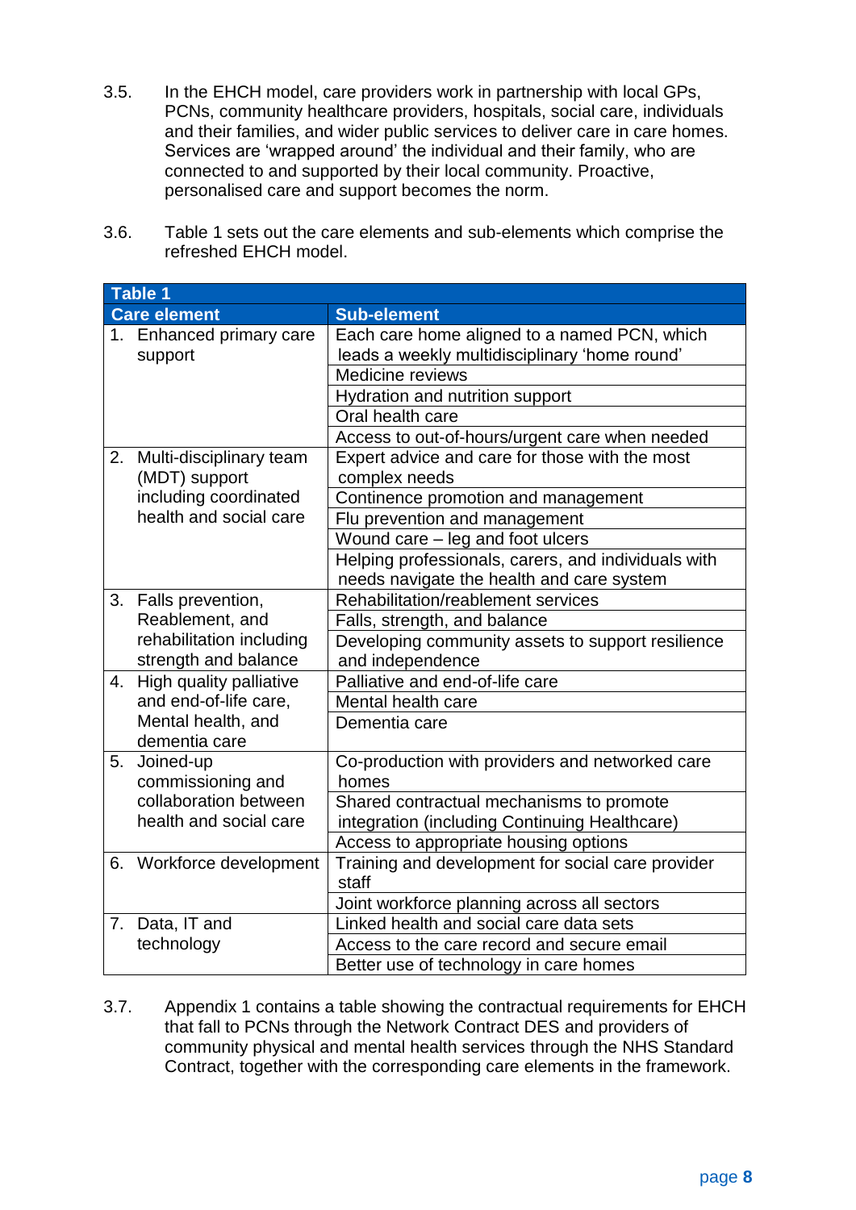3.5. In the EHCH model, care providers work in partnership with local GPs, PCNs, community healthcare providers, hospitals, social care, individuals and their families, and wider public services to deliver care in care homes. Services are 'wrapped around' the individual and their family, who are connected to and supported by their local community. Proactive, personalised care and support becomes the norm.

3.6. Table 1 sets out the care elements and sub-elements which comprise the refreshed EHCH model.

**Table 1**

| Care element | Sub-element |
|---|---|
| 1. Enhanced primary care support | Each care home aligned to a named PCN, which leads a weekly multidisciplinary 'home round' |
| | Medicine reviews |
| | Hydration and nutrition support |
| | Oral health care |
| | Access to out-of-hours/urgent care when needed |
| 2. Multi-disciplinary team (MDT) support including coordinated health and social care | Expert advice and care for those with the most complex needs |
| | Continence promotion and management |
| | Flu prevention and management |
| | Wound care – leg and foot ulcers |
| | Helping professionals, carers, and individuals with needs navigate the health and care system |
| 3. Falls prevention, Reablement, and rehabilitation including strength and balance | Rehabilitation/reablement services |
| | Falls, strength, and balance |
| | Developing community assets to support resilience and independence |
| 4. High quality palliative and end-of-life care, Mental health, and dementia care | Palliative and end-of-life care |
| | Mental health care |
| | Dementia care |
| 5. Joined-up commissioning and collaboration between health and social care | Co-production with providers and networked care homes |
| | Shared contractual mechanisms to promote integration (including Continuing Healthcare) |
| | Access to appropriate housing options |
| 6. Workforce development | Training and development for social care provider staff |
| | Joint workforce planning across all sectors |
| 7. Data, IT and technology | Linked health and social care data sets |
| | Access to the care record and secure email |
| | Better use of technology in care homes |

3.7. Appendix 1 contains a table showing the contractual requirements for EHCH that fall to PCNs through the Network Contract DES and providers of community physical and mental health services through the NHS Standard Contract, together with the corresponding care elements in the framework.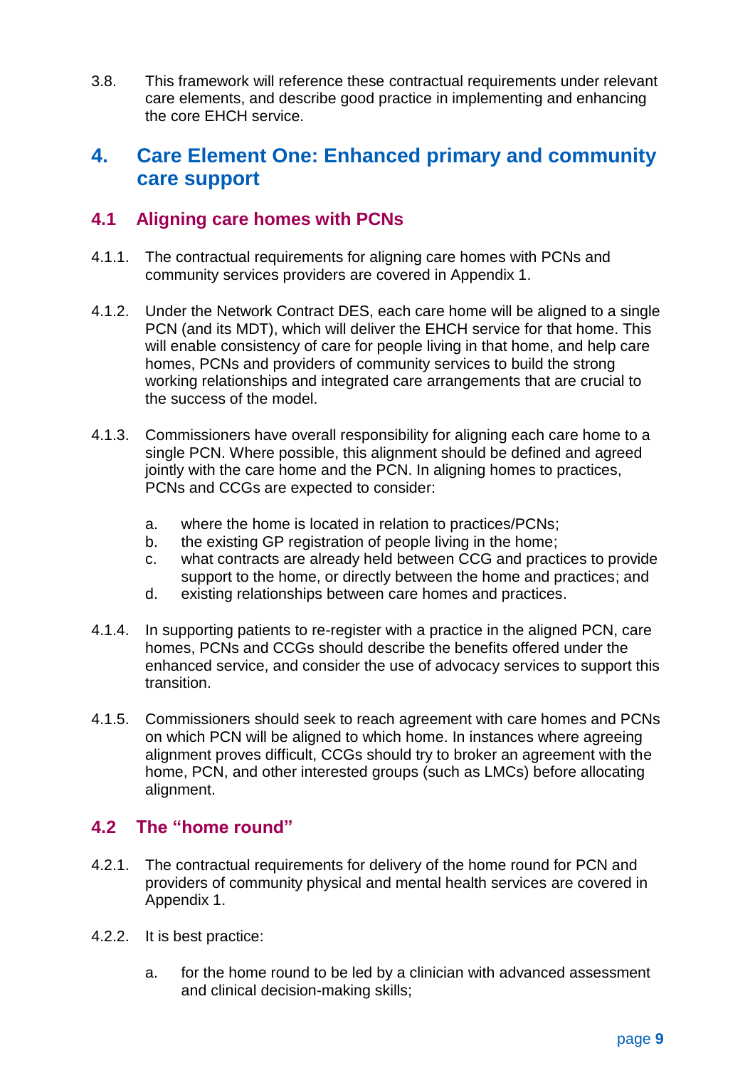3.8. This framework will reference these contractual requirements under relevant care elements, and describe good practice in implementing and enhancing the core EHCH service.

# 4. Care Element One: Enhanced primary and community care support

## 4.1 Aligning care homes with PCNs

4.1.1. The contractual requirements for aligning care homes with PCNs and community services providers are covered in Appendix 1.

4.1.2. Under the Network Contract DES, each care home will be aligned to a single PCN (and its MDT), which will deliver the EHCH service for that home. This will enable consistency of care for people living in that home, and help care homes, PCNs and providers of community services to build the strong working relationships and integrated care arrangements that are crucial to the success of the model.

4.1.3. Commissioners have overall responsibility for aligning each care home to a single PCN. Where possible, this alignment should be defined and agreed jointly with the care home and the PCN. In aligning homes to practices, PCNs and CCGs are expected to consider:

a. where the home is located in relation to practices/PCNs;
b. the existing GP registration of people living in the home;
c. what contracts are already held between CCG and practices to provide support to the home, or directly between the home and practices; and
d. existing relationships between care homes and practices.

4.1.4. In supporting patients to re-register with a practice in the aligned PCN, care homes, PCNs and CCGs should describe the benefits offered under the enhanced service, and consider the use of advocacy services to support this transition.

4.1.5. Commissioners should seek to reach agreement with care homes and PCNs on which PCN will be aligned to which home. In instances where agreeing alignment proves difficult, CCGs should try to broker an agreement with the home, PCN, and other interested groups (such as LMCs) before allocating alignment.

## 4.2 The "home round"

4.2.1. The contractual requirements for delivery of the home round for PCN and providers of community physical and mental health services are covered in Appendix 1.

4.2.2. It is best practice:

a. for the home round to be led by a clinician with advanced assessment and clinical decision-making skills;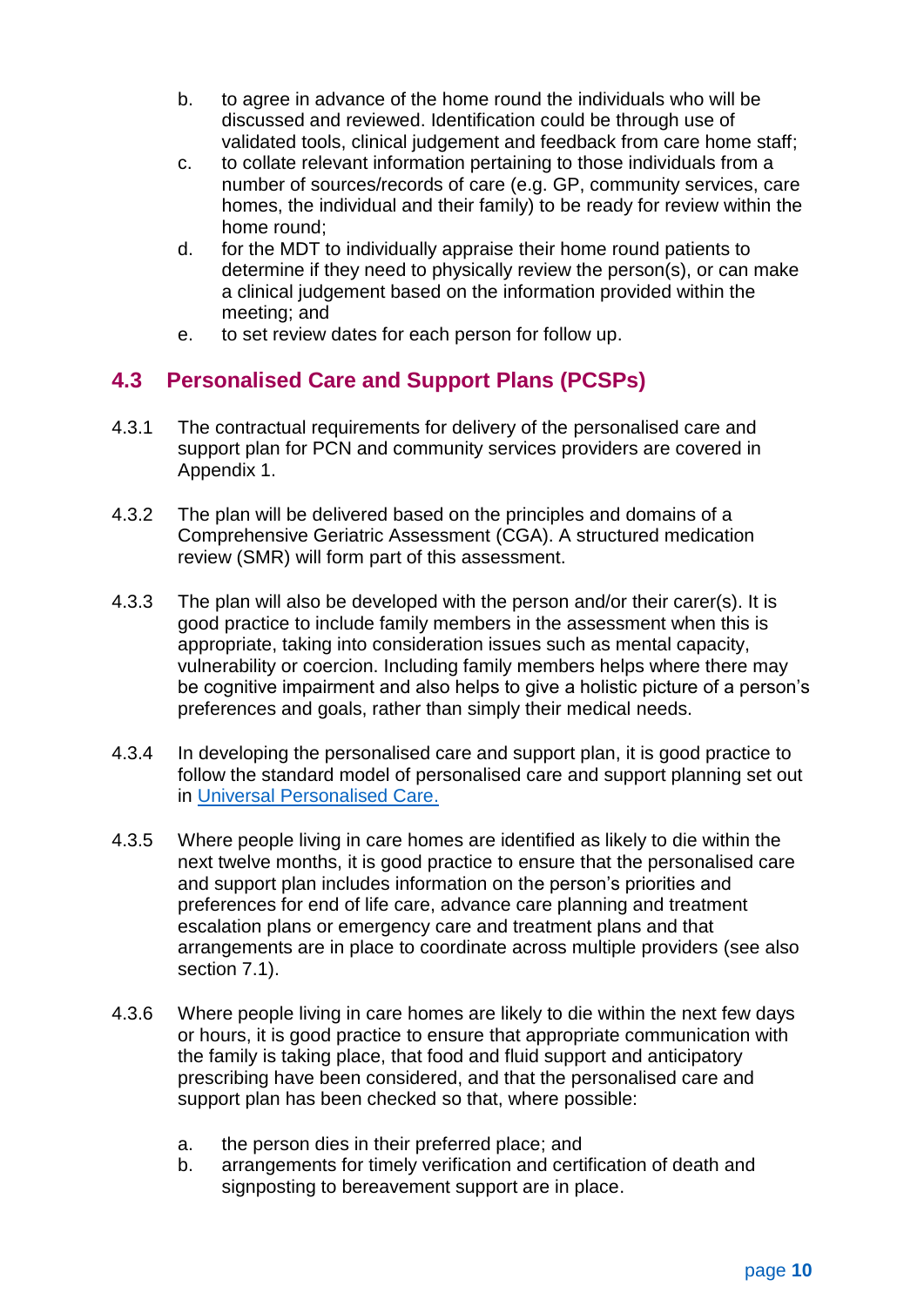b. to agree in advance of the home round the individuals who will be discussed and reviewed. Identification could be through use of validated tools, clinical judgement and feedback from care home staff;
c. to collate relevant information pertaining to those individuals from a number of sources/records of care (e.g. GP, community services, care homes, the individual and their family) to be ready for review within the home round;
d. for the MDT to individually appraise their home round patients to determine if they need to physically review the person(s), or can make a clinical judgement based on the information provided within the meeting; and
e. to set review dates for each person for follow up.

## 4.3 Personalised Care and Support Plans (PCSPs)

4.3.1 The contractual requirements for delivery of the personalised care and support plan for PCN and community services providers are covered in Appendix 1.

4.3.2 The plan will be delivered based on the principles and domains of a Comprehensive Geriatric Assessment (CGA). A structured medication review (SMR) will form part of this assessment.

4.3.3 The plan will also be developed with the person and/or their carer(s). It is good practice to include family members in the assessment when this is appropriate, taking into consideration issues such as mental capacity, vulnerability or coercion. Including family members helps where there may be cognitive impairment and also helps to give a holistic picture of a person's preferences and goals, rather than simply their medical needs.

4.3.4 In developing the personalised care and support plan, it is good practice to follow the standard model of personalised care and support planning set out in [Universal Personalised Care.]

4.3.5 Where people living in care homes are identified as likely to die within the next twelve months, it is good practice to ensure that the personalised care and support plan includes information on the person's priorities and preferences for end of life care, advance care planning and treatment escalation plans or emergency care and treatment plans and that arrangements are in place to coordinate across multiple providers (see also section 7.1).

4.3.6 Where people living in care homes are likely to die within the next few days or hours, it is good practice to ensure that appropriate communication with the family is taking place, that food and fluid support and anticipatory prescribing have been considered, and that the personalised care and support plan has been checked so that, where possible:

a. the person dies in their preferred place; and
b. arrangements for timely verification and certification of death and signposting to bereavement support are in place.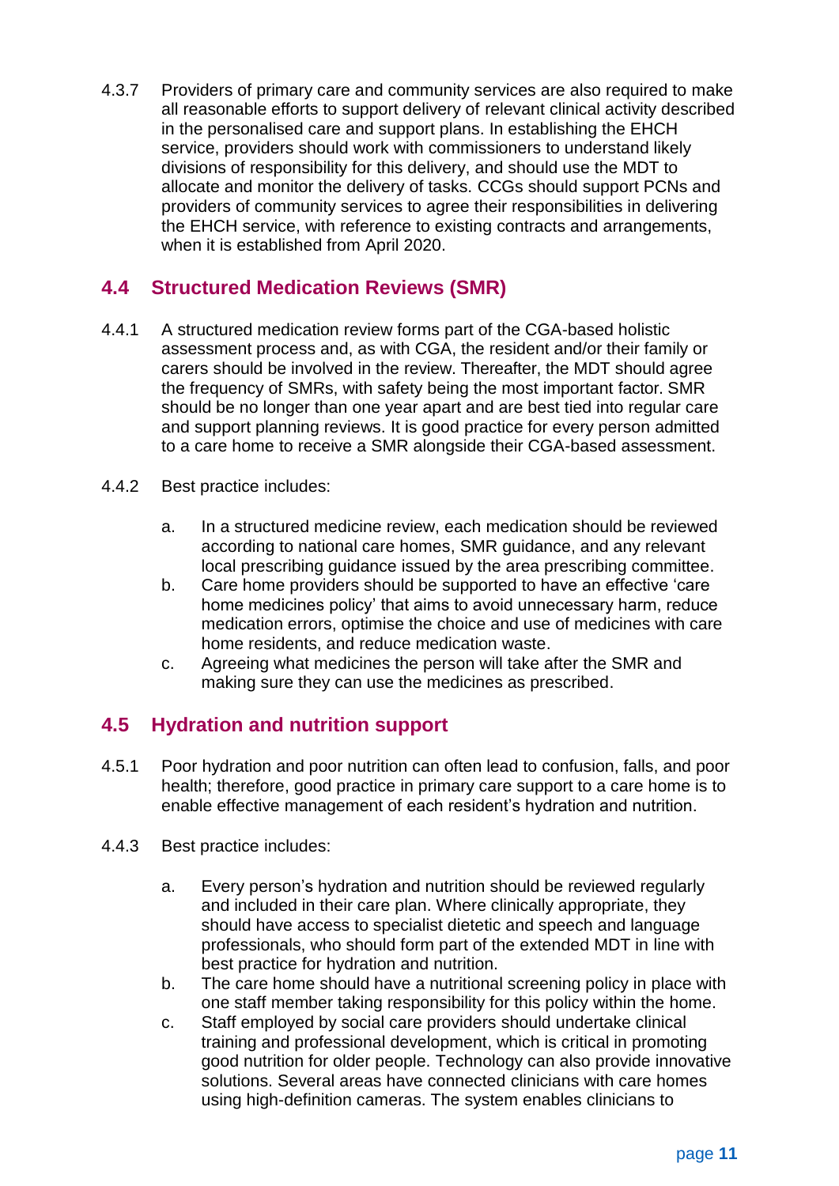4.3.7 Providers of primary care and community services are also required to make all reasonable efforts to support delivery of relevant clinical activity described in the personalised care and support plans. In establishing the EHCH service, providers should work with commissioners to understand likely divisions of responsibility for this delivery, and should use the MDT to allocate and monitor the delivery of tasks. CCGs should support PCNs and providers of community services to agree their responsibilities in delivering the EHCH service, with reference to existing contracts and arrangements, when it is established from April 2020.

## 4.4 Structured Medication Reviews (SMR)

4.4.1 A structured medication review forms part of the CGA-based holistic assessment process and, as with CGA, the resident and/or their family or carers should be involved in the review. Thereafter, the MDT should agree the frequency of SMRs, with safety being the most important factor. SMR should be no longer than one year apart and are best tied into regular care and support planning reviews. It is good practice for every person admitted to a care home to receive a SMR alongside their CGA-based assessment.

4.4.2 Best practice includes:

a. In a structured medicine review, each medication should be reviewed according to national care homes, SMR guidance, and any relevant local prescribing guidance issued by the area prescribing committee.
b. Care home providers should be supported to have an effective 'care home medicines policy' that aims to avoid unnecessary harm, reduce medication errors, optimise the choice and use of medicines with care home residents, and reduce medication waste.
c. Agreeing what medicines the person will take after the SMR and making sure they can use the medicines as prescribed.

## 4.5 Hydration and nutrition support

4.5.1 Poor hydration and poor nutrition can often lead to confusion, falls, and poor health; therefore, good practice in primary care support to a care home is to enable effective management of each resident's hydration and nutrition.

4.4.3 Best practice includes:

a. Every person's hydration and nutrition should be reviewed regularly and included in their care plan. Where clinically appropriate, they should have access to specialist dietetic and speech and language professionals, who should form part of the extended MDT in line with best practice for hydration and nutrition.
b. The care home should have a nutritional screening policy in place with one staff member taking responsibility for this policy within the home.
c. Staff employed by social care providers should undertake clinical training and professional development, which is critical in promoting good nutrition for older people. Technology can also provide innovative solutions. Several areas have connected clinicians with care homes using high-definition cameras. The system enables clinicians to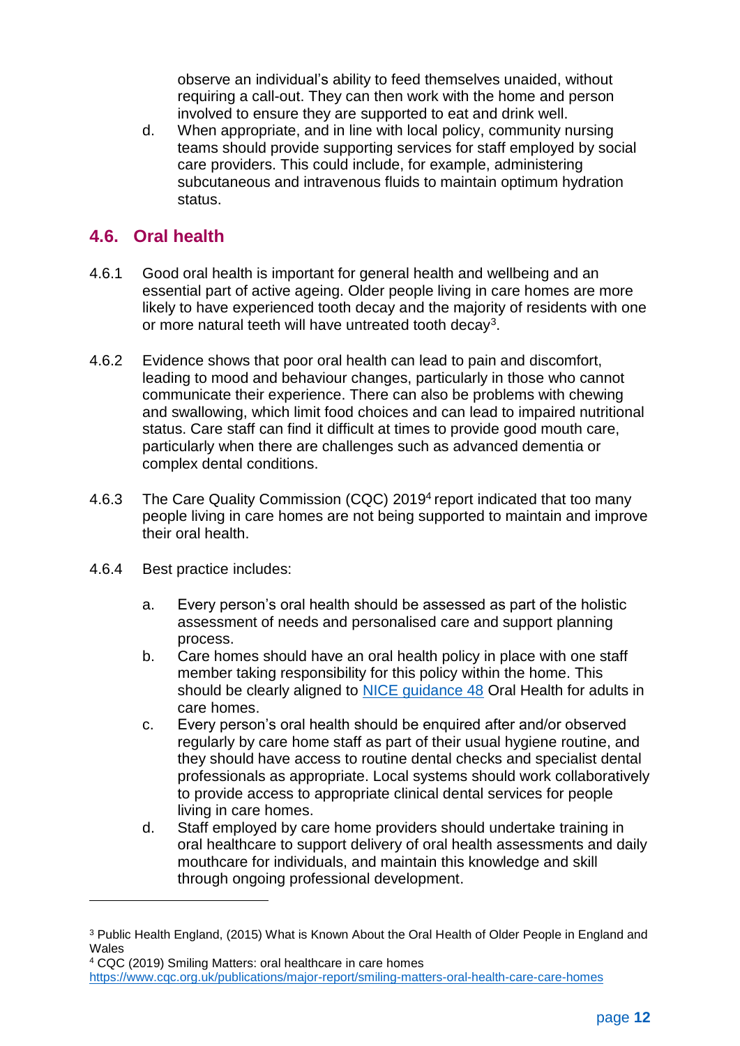observe an individual's ability to feed themselves unaided, without requiring a call-out. They can then work with the home and person involved to ensure they are supported to eat and drink well.

d. When appropriate, and in line with local policy, community nursing teams should provide supporting services for staff employed by social care providers. This could include, for example, administering subcutaneous and intravenous fluids to maintain optimum hydration status.

## 4.6. Oral health

4.6.1 Good oral health is important for general health and wellbeing and an essential part of active ageing. Older people living in care homes are more likely to have experienced tooth decay and the majority of residents with one or more natural teeth will have untreated tooth decay[3].

4.6.2 Evidence shows that poor oral health can lead to pain and discomfort, leading to mood and behaviour changes, particularly in those who cannot communicate their experience. There can also be problems with chewing and swallowing, which limit food choices and can lead to impaired nutritional status. Care staff can find it difficult at times to provide good mouth care, particularly when there are challenges such as advanced dementia or complex dental conditions.

4.6.3 The Care Quality Commission (CQC) 2019[4] report indicated that too many people living in care homes are not being supported to maintain and improve their oral health.

4.6.4 Best practice includes:

a. Every person's oral health should be assessed as part of the holistic assessment of needs and personalised care and support planning process.

b. Care homes should have an oral health policy in place with one staff member taking responsibility for this policy within the home. This should be clearly aligned to NICE guidance 48 Oral Health for adults in care homes.

c. Every person's oral health should be enquired after and/or observed regularly by care home staff as part of their usual hygiene routine, and they should have access to routine dental checks and specialist dental professionals as appropriate. Local systems should work collaboratively to provide access to appropriate clinical dental services for people living in care homes.

d. Staff employed by care home providers should undertake training in oral healthcare to support delivery of oral health assessments and daily mouthcare for individuals, and maintain this knowledge and skill through ongoing professional development.

---

[3] Public Health England, (2015) What is Known About the Oral Health of Older People in England and Wales

[4] CQC (2019) Smiling Matters: oral healthcare in care homes https://www.cqc.org.uk/publications/major-report/smiling-matters-oral-health-care-care-homes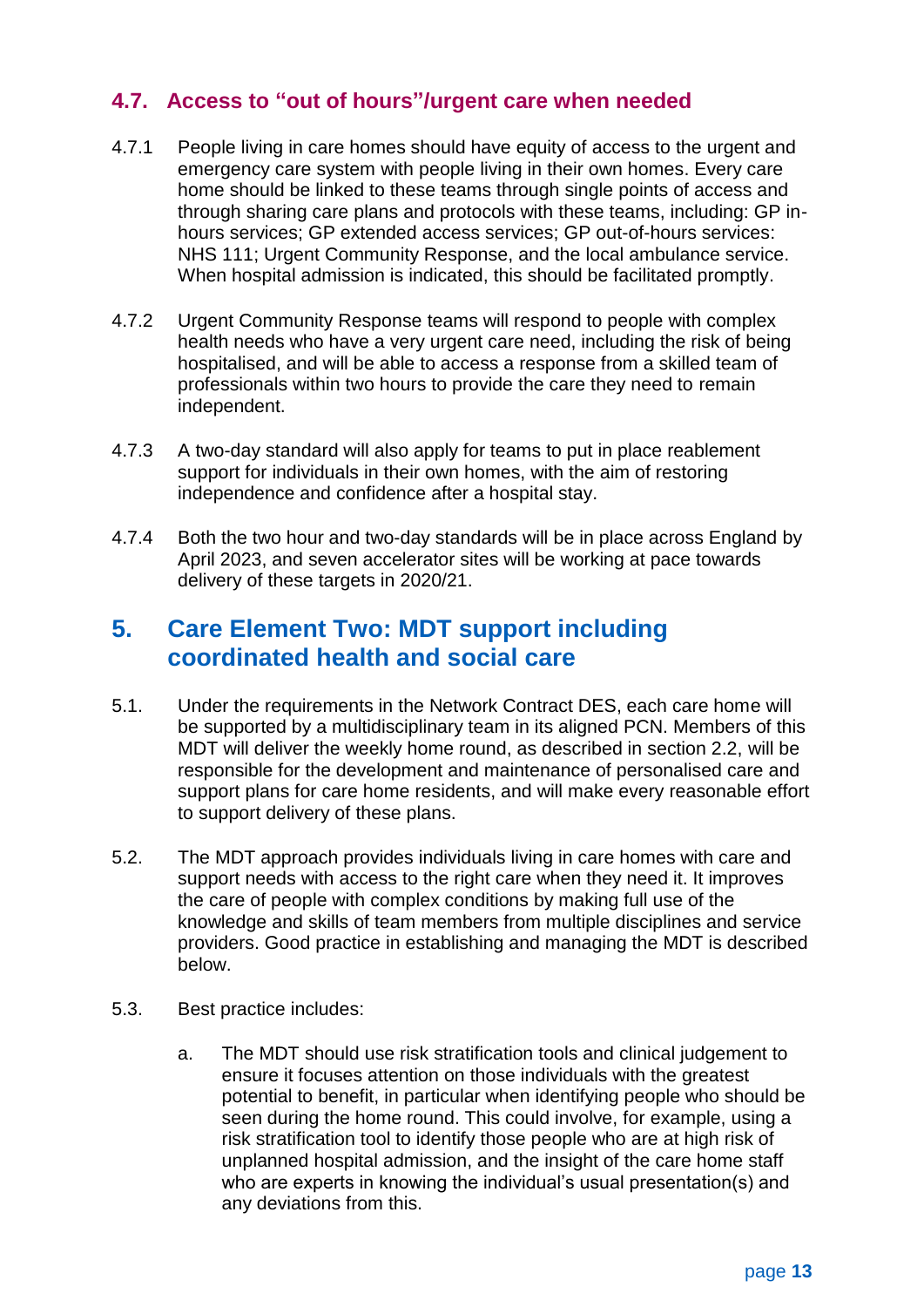## 4.7. Access to "out of hours"/urgent care when needed

4.7.1 People living in care homes should have equity of access to the urgent and emergency care system with people living in their own homes. Every care home should be linked to these teams through single points of access and through sharing care plans and protocols with these teams, including: GP in-hours services; GP extended access services; GP out-of-hours services: NHS 111; Urgent Community Response, and the local ambulance service. When hospital admission is indicated, this should be facilitated promptly.

4.7.2 Urgent Community Response teams will respond to people with complex health needs who have a very urgent care need, including the risk of being hospitalised, and will be able to access a response from a skilled team of professionals within two hours to provide the care they need to remain independent.

4.7.3 A two-day standard will also apply for teams to put in place reablement support for individuals in their own homes, with the aim of restoring independence and confidence after a hospital stay.

4.7.4 Both the two hour and two-day standards will be in place across England by April 2023, and seven accelerator sites will be working at pace towards delivery of these targets in 2020/21.

# 5. Care Element Two: MDT support including coordinated health and social care

5.1. Under the requirements in the Network Contract DES, each care home will be supported by a multidisciplinary team in its aligned PCN. Members of this MDT will deliver the weekly home round, as described in section 2.2, will be responsible for the development and maintenance of personalised care and support plans for care home residents, and will make every reasonable effort to support delivery of these plans.

5.2. The MDT approach provides individuals living in care homes with care and support needs with access to the right care when they need it. It improves the care of people with complex conditions by making full use of the knowledge and skills of team members from multiple disciplines and service providers. Good practice in establishing and managing the MDT is described below.

5.3. Best practice includes:

   a. The MDT should use risk stratification tools and clinical judgement to ensure it focuses attention on those individuals with the greatest potential to benefit, in particular when identifying people who should be seen during the home round. This could involve, for example, using a risk stratification tool to identify those people who are at high risk of unplanned hospital admission, and the insight of the care home staff who are experts in knowing the individual's usual presentation(s) and any deviations from this.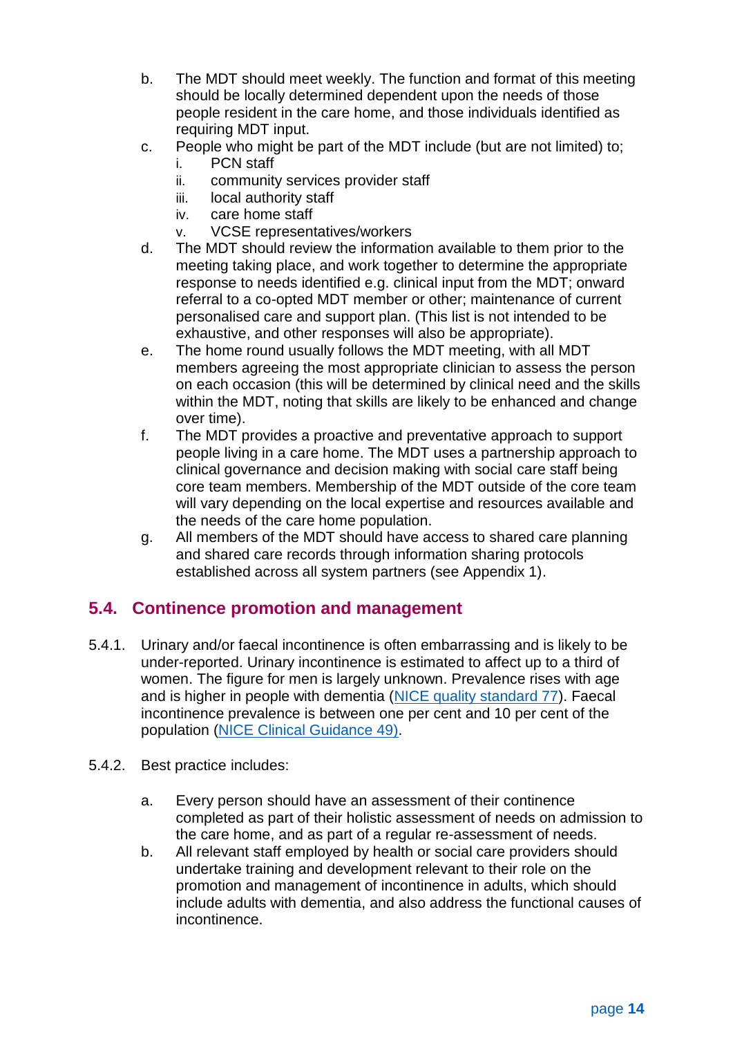b. The MDT should meet weekly. The function and format of this meeting should be locally determined dependent upon the needs of those people resident in the care home, and those individuals identified as requiring MDT input.

c. People who might be part of the MDT include (but are not limited) to;
   i. PCN staff
   ii. community services provider staff
   iii. local authority staff
   iv. care home staff
   v. VCSE representatives/workers

d. The MDT should review the information available to them prior to the meeting taking place, and work together to determine the appropriate response to needs identified e.g. clinical input from the MDT; onward referral to a co-opted MDT member or other; maintenance of current personalised care and support plan. (This list is not intended to be exhaustive, and other responses will also be appropriate).

e. The home round usually follows the MDT meeting, with all MDT members agreeing the most appropriate clinician to assess the person on each occasion (this will be determined by clinical need and the skills within the MDT, noting that skills are likely to be enhanced and change over time).

f. The MDT provides a proactive and preventative approach to support people living in a care home. The MDT uses a partnership approach to clinical governance and decision making with social care staff being core team members. Membership of the MDT outside of the core team will vary depending on the local expertise and resources available and the needs of the care home population.

g. All members of the MDT should have access to shared care planning and shared care records through information sharing protocols established across all system partners (see Appendix 1).

## 5.4. Continence promotion and management

5.4.1. Urinary and/or faecal incontinence is often embarrassing and is likely to be under-reported. Urinary incontinence is estimated to affect up to a third of women. The figure for men is largely unknown. Prevalence rises with age and is higher in people with dementia (NICE quality standard 77). Faecal incontinence prevalence is between one per cent and 10 per cent of the population (NICE Clinical Guidance 49).

5.4.2. Best practice includes:

a. Every person should have an assessment of their continence completed as part of their holistic assessment of needs on admission to the care home, and as part of a regular re-assessment of needs.

b. All relevant staff employed by health or social care providers should undertake training and development relevant to their role on the promotion and management of incontinence in adults, which should include adults with dementia, and also address the functional causes of incontinence.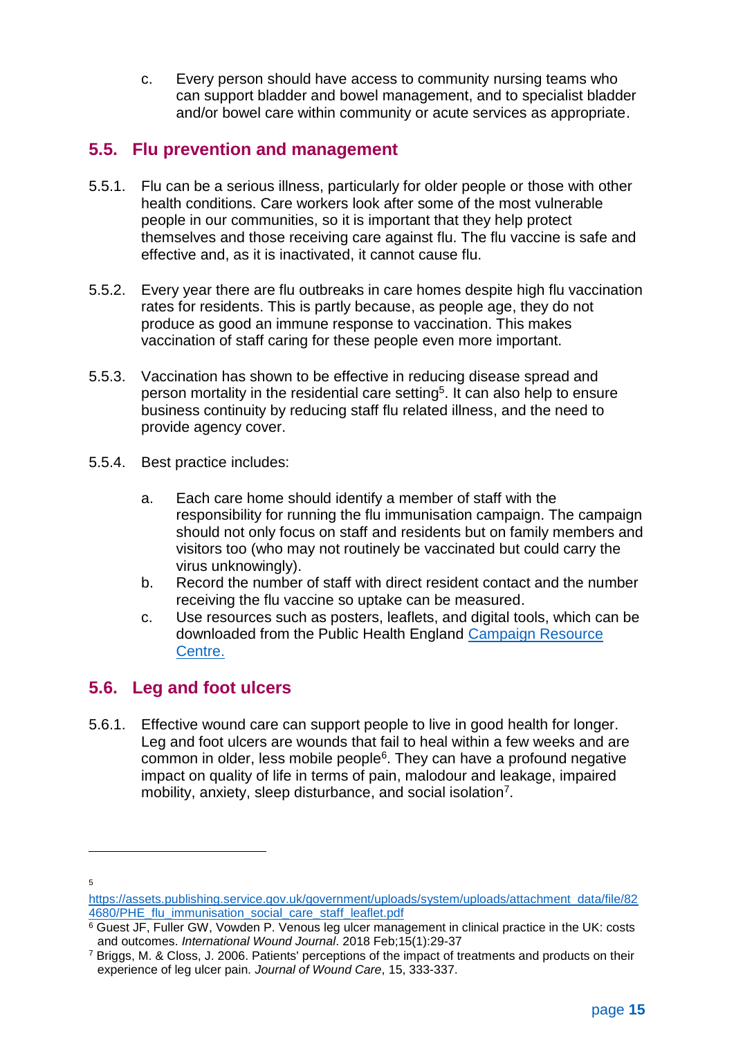c. Every person should have access to community nursing teams who can support bladder and bowel management, and to specialist bladder and/or bowel care within community or acute services as appropriate.

## 5.5. Flu prevention and management

5.5.1. Flu can be a serious illness, particularly for older people or those with other health conditions. Care workers look after some of the most vulnerable people in our communities, so it is important that they help protect themselves and those receiving care against flu. The flu vaccine is safe and effective and, as it is inactivated, it cannot cause flu.

5.5.2. Every year there are flu outbreaks in care homes despite high flu vaccination rates for residents. This is partly because, as people age, they do not produce as good an immune response to vaccination. This makes vaccination of staff caring for these people even more important.

5.5.3. Vaccination has shown to be effective in reducing disease spread and person mortality in the residential care setting[5]. It can also help to ensure business continuity by reducing staff flu related illness, and the need to provide agency cover.

5.5.4. Best practice includes:

a. Each care home should identify a member of staff with the responsibility for running the flu immunisation campaign. The campaign should not only focus on staff and residents but on family members and visitors too (who may not routinely be vaccinated but could carry the virus unknowingly).

b. Record the number of staff with direct resident contact and the number receiving the flu vaccine so uptake can be measured.

c. Use resources such as posters, leaflets, and digital tools, which can be downloaded from the Public Health England [Campaign Resource Centre.]()

## 5.6. Leg and foot ulcers

5.6.1. Effective wound care can support people to live in good health for longer. Leg and foot ulcers are wounds that fail to heal within a few weeks and are common in older, less mobile people[6]. They can have a profound negative impact on quality of life in terms of pain, malodour and leakage, impaired mobility, anxiety, sleep disturbance, and social isolation[7].

---

[5] https://assets.publishing.service.gov.uk/government/uploads/system/uploads/attachment_data/file/824680/PHE_flu_immunisation_social_care_staff_leaflet.pdf

[6] Guest JF, Fuller GW, Vowden P. Venous leg ulcer management in clinical practice in the UK: costs and outcomes. *International Wound Journal*. 2018 Feb;15(1):29-37

[7] Briggs, M. & Closs, J. 2006. Patients' perceptions of the impact of treatments and products on their experience of leg ulcer pain. *Journal of Wound Care*, 15, 333-337.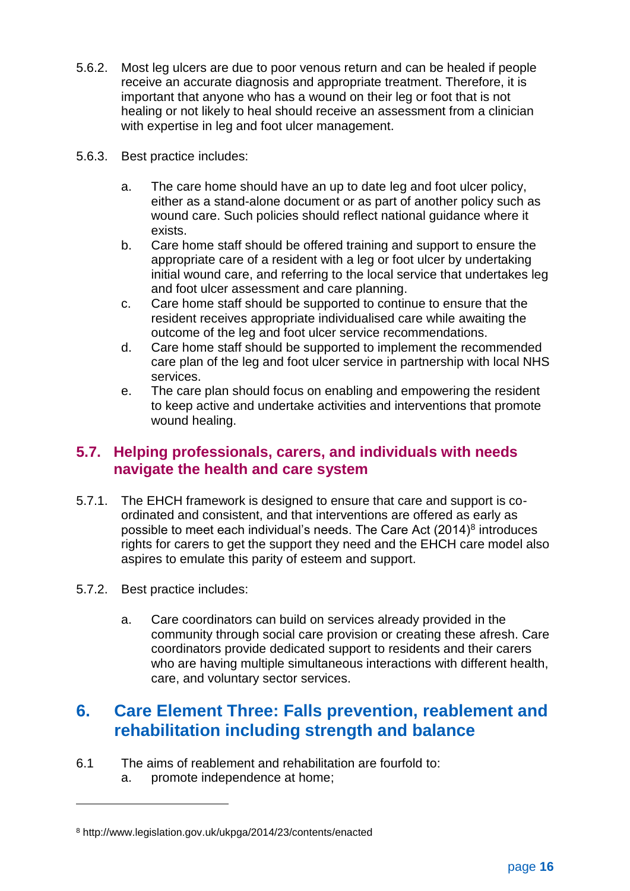5.6.2. Most leg ulcers are due to poor venous return and can be healed if people receive an accurate diagnosis and appropriate treatment. Therefore, it is important that anyone who has a wound on their leg or foot that is not healing or not likely to heal should receive an assessment from a clinician with expertise in leg and foot ulcer management.

5.6.3. Best practice includes:

a. The care home should have an up to date leg and foot ulcer policy, either as a stand-alone document or as part of another policy such as wound care. Such policies should reflect national guidance where it exists.

b. Care home staff should be offered training and support to ensure the appropriate care of a resident with a leg or foot ulcer by undertaking initial wound care, and referring to the local service that undertakes leg and foot ulcer assessment and care planning.

c. Care home staff should be supported to continue to ensure that the resident receives appropriate individualised care while awaiting the outcome of the leg and foot ulcer service recommendations.

d. Care home staff should be supported to implement the recommended care plan of the leg and foot ulcer service in partnership with local NHS services.

e. The care plan should focus on enabling and empowering the resident to keep active and undertake activities and interventions that promote wound healing.

## 5.7. Helping professionals, carers, and individuals with needs navigate the health and care system

5.7.1. The EHCH framework is designed to ensure that care and support is co-ordinated and consistent, and that interventions are offered as early as possible to meet each individual's needs. The Care Act (2014)[8] introduces rights for carers to get the support they need and the EHCH care model also aspires to emulate this parity of esteem and support.

5.7.2. Best practice includes:

a. Care coordinators can build on services already provided in the community through social care provision or creating these afresh. Care coordinators provide dedicated support to residents and their carers who are having multiple simultaneous interactions with different health, care, and voluntary sector services.

# 6. Care Element Three: Falls prevention, reablement and rehabilitation including strength and balance

6.1 The aims of reablement and rehabilitation are fourfold to:

a. promote independence at home;

---

[8] http://www.legislation.gov.uk/ukpga/2014/23/contents/enacted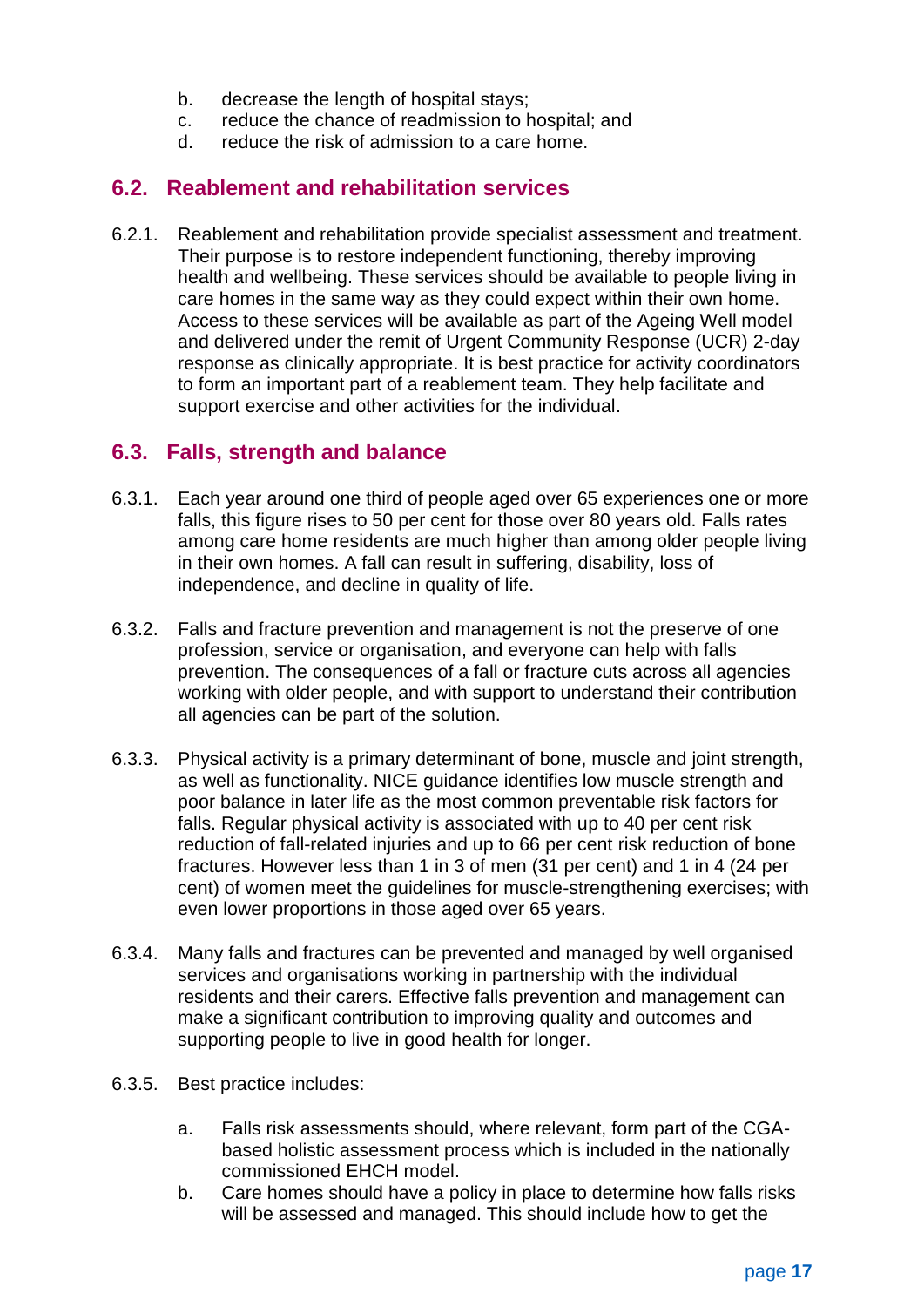b. decrease the length of hospital stays;
c. reduce the chance of readmission to hospital; and
d. reduce the risk of admission to a care home.

## 6.2. Reablement and rehabilitation services

6.2.1. Reablement and rehabilitation provide specialist assessment and treatment. Their purpose is to restore independent functioning, thereby improving health and wellbeing. These services should be available to people living in care homes in the same way as they could expect within their own home. Access to these services will be available as part of the Ageing Well model and delivered under the remit of Urgent Community Response (UCR) 2-day response as clinically appropriate. It is best practice for activity coordinators to form an important part of a reablement team. They help facilitate and support exercise and other activities for the individual.

## 6.3. Falls, strength and balance

6.3.1. Each year around one third of people aged over 65 experiences one or more falls, this figure rises to 50 per cent for those over 80 years old. Falls rates among care home residents are much higher than among older people living in their own homes. A fall can result in suffering, disability, loss of independence, and decline in quality of life.

6.3.2. Falls and fracture prevention and management is not the preserve of one profession, service or organisation, and everyone can help with falls prevention. The consequences of a fall or fracture cuts across all agencies working with older people, and with support to understand their contribution all agencies can be part of the solution.

6.3.3. Physical activity is a primary determinant of bone, muscle and joint strength, as well as functionality. NICE guidance identifies low muscle strength and poor balance in later life as the most common preventable risk factors for falls. Regular physical activity is associated with up to 40 per cent risk reduction of fall-related injuries and up to 66 per cent risk reduction of bone fractures. However less than 1 in 3 of men (31 per cent) and 1 in 4 (24 per cent) of women meet the guidelines for muscle-strengthening exercises; with even lower proportions in those aged over 65 years.

6.3.4. Many falls and fractures can be prevented and managed by well organised services and organisations working in partnership with the individual residents and their carers. Effective falls prevention and management can make a significant contribution to improving quality and outcomes and supporting people to live in good health for longer.

6.3.5. Best practice includes:

a. Falls risk assessments should, where relevant, form part of the CGA-based holistic assessment process which is included in the nationally commissioned EHCH model.
b. Care homes should have a policy in place to determine how falls risks will be assessed and managed. This should include how to get the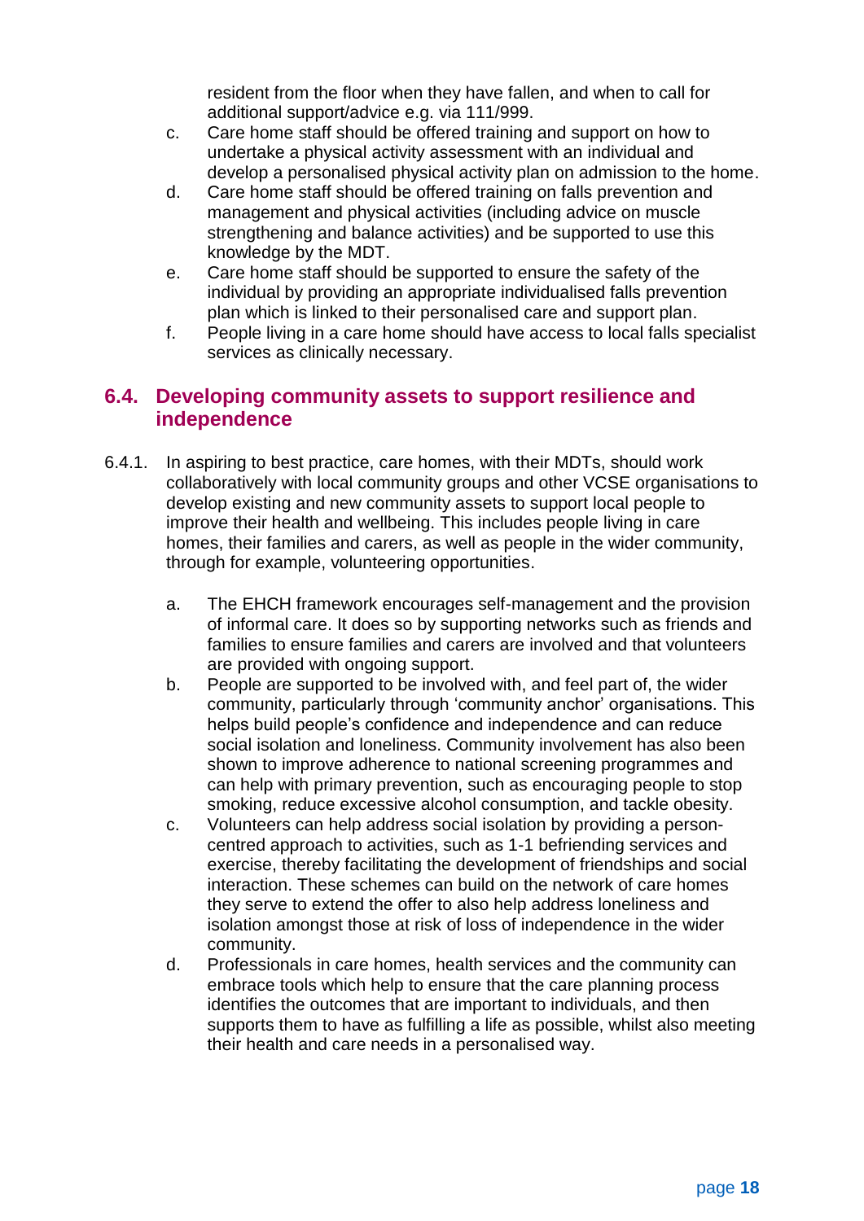resident from the floor when they have fallen, and when to call for additional support/advice e.g. via 111/999.

c. Care home staff should be offered training and support on how to undertake a physical activity assessment with an individual and develop a personalised physical activity plan on admission to the home.

d. Care home staff should be offered training on falls prevention and management and physical activities (including advice on muscle strengthening and balance activities) and be supported to use this knowledge by the MDT.

e. Care home staff should be supported to ensure the safety of the individual by providing an appropriate individualised falls prevention plan which is linked to their personalised care and support plan.

f. People living in a care home should have access to local falls specialist services as clinically necessary.

## 6.4. Developing community assets to support resilience and independence

6.4.1. In aspiring to best practice, care homes, with their MDTs, should work collaboratively with local community groups and other VCSE organisations to develop existing and new community assets to support local people to improve their health and wellbeing. This includes people living in care homes, their families and carers, as well as people in the wider community, through for example, volunteering opportunities.

a. The EHCH framework encourages self-management and the provision of informal care. It does so by supporting networks such as friends and families to ensure families and carers are involved and that volunteers are provided with ongoing support.

b. People are supported to be involved with, and feel part of, the wider community, particularly through 'community anchor' organisations. This helps build people's confidence and independence and can reduce social isolation and loneliness. Community involvement has also been shown to improve adherence to national screening programmes and can help with primary prevention, such as encouraging people to stop smoking, reduce excessive alcohol consumption, and tackle obesity.

c. Volunteers can help address social isolation by providing a person-centred approach to activities, such as 1-1 befriending services and exercise, thereby facilitating the development of friendships and social interaction. These schemes can build on the network of care homes they serve to extend the offer to also help address loneliness and isolation amongst those at risk of loss of independence in the wider community.

d. Professionals in care homes, health services and the community can embrace tools which help to ensure that the care planning process identifies the outcomes that are important to individuals, and then supports them to have as fulfilling a life as possible, whilst also meeting their health and care needs in a personalised way.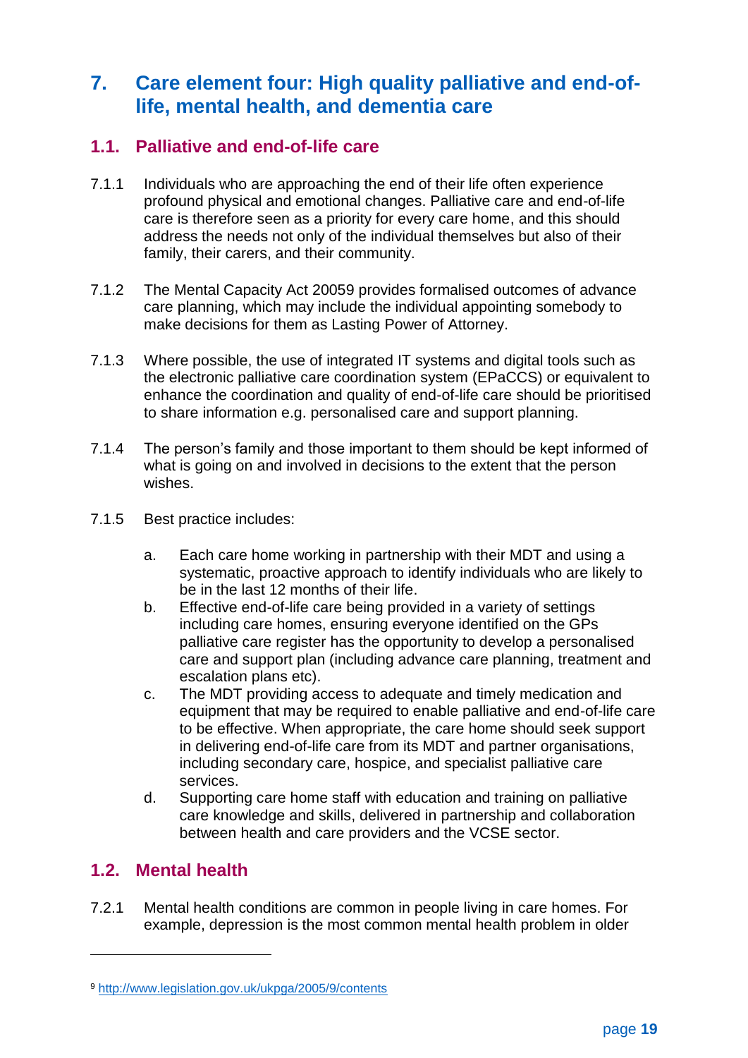# 7. Care element four: High quality palliative and end-of-life, mental health, and dementia care

## 1.1. Palliative and end-of-life care

7.1.1 Individuals who are approaching the end of their life often experience profound physical and emotional changes. Palliative care and end-of-life care is therefore seen as a priority for every care home, and this should address the needs not only of the individual themselves but also of their family, their carers, and their community.

7.1.2 The Mental Capacity Act 2005[9] provides formalised outcomes of advance care planning, which may include the individual appointing somebody to make decisions for them as Lasting Power of Attorney.

7.1.3 Where possible, the use of integrated IT systems and digital tools such as the electronic palliative care coordination system (EPaCCS) or equivalent to enhance the coordination and quality of end-of-life care should be prioritised to share information e.g. personalised care and support planning.

7.1.4 The person's family and those important to them should be kept informed of what is going on and involved in decisions to the extent that the person wishes.

7.1.5 Best practice includes:

a. Each care home working in partnership with their MDT and using a systematic, proactive approach to identify individuals who are likely to be in the last 12 months of their life.
b. Effective end-of-life care being provided in a variety of settings including care homes, ensuring everyone identified on the GPs palliative care register has the opportunity to develop a personalised care and support plan (including advance care planning, treatment and escalation plans etc).
c. The MDT providing access to adequate and timely medication and equipment that may be required to enable palliative and end-of-life care to be effective. When appropriate, the care home should seek support in delivering end-of-life care from its MDT and partner organisations, including secondary care, hospice, and specialist palliative care services.
d. Supporting care home staff with education and training on palliative care knowledge and skills, delivered in partnership and collaboration between health and care providers and the VCSE sector.

## 1.2. Mental health

7.2.1 Mental health conditions are common in people living in care homes. For example, depression is the most common mental health problem in older

[9] http://www.legislation.gov.uk/ukpga/2005/9/contents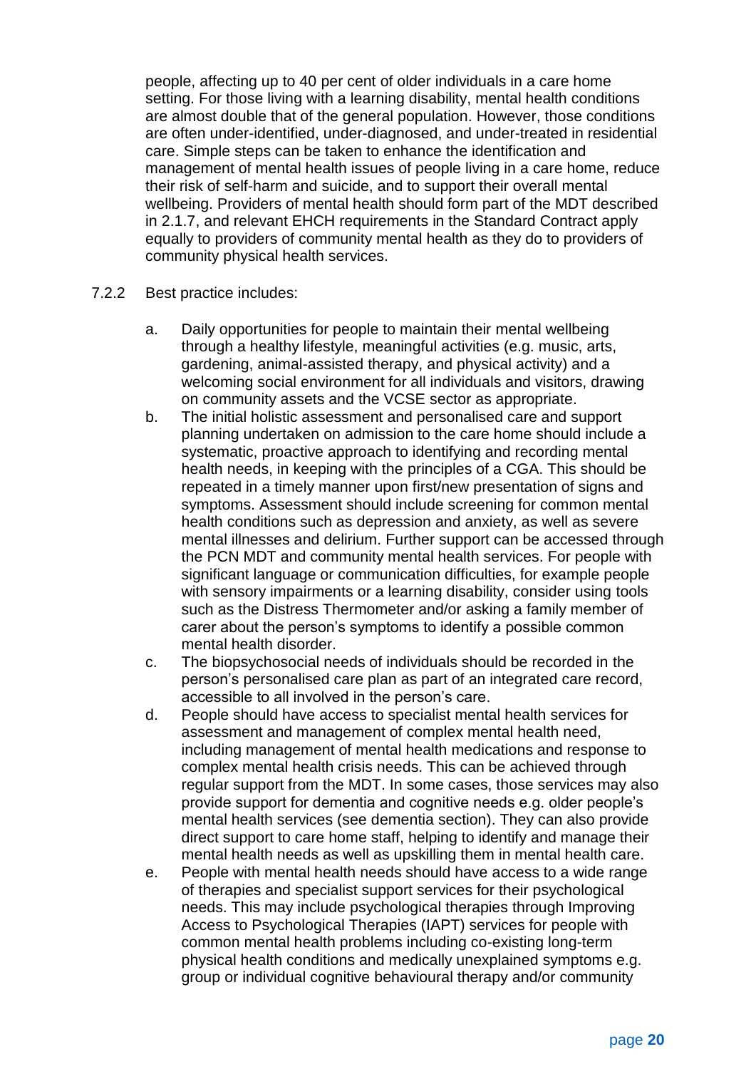people, affecting up to 40 per cent of older individuals in a care home setting. For those living with a learning disability, mental health conditions are almost double that of the general population. However, those conditions are often under-identified, under-diagnosed, and under-treated in residential care. Simple steps can be taken to enhance the identification and management of mental health issues of people living in a care home, reduce their risk of self-harm and suicide, and to support their overall mental wellbeing. Providers of mental health should form part of the MDT described in 2.1.7, and relevant EHCH requirements in the Standard Contract apply equally to providers of community mental health as they do to providers of community physical health services.

7.2.2 Best practice includes:

a. Daily opportunities for people to maintain their mental wellbeing through a healthy lifestyle, meaningful activities (e.g. music, arts, gardening, animal-assisted therapy, and physical activity) and a welcoming social environment for all individuals and visitors, drawing on community assets and the VCSE sector as appropriate.

b. The initial holistic assessment and personalised care and support planning undertaken on admission to the care home should include a systematic, proactive approach to identifying and recording mental health needs, in keeping with the principles of a CGA. This should be repeated in a timely manner upon first/new presentation of signs and symptoms. Assessment should include screening for common mental health conditions such as depression and anxiety, as well as severe mental illnesses and delirium. Further support can be accessed through the PCN MDT and community mental health services. For people with significant language or communication difficulties, for example people with sensory impairments or a learning disability, consider using tools such as the Distress Thermometer and/or asking a family member of carer about the person's symptoms to identify a possible common mental health disorder.

c. The biopsychosocial needs of individuals should be recorded in the person's personalised care plan as part of an integrated care record, accessible to all involved in the person's care.

d. People should have access to specialist mental health services for assessment and management of complex mental health need, including management of mental health medications and response to complex mental health crisis needs. This can be achieved through regular support from the MDT. In some cases, those services may also provide support for dementia and cognitive needs e.g. older people's mental health services (see dementia section). They can also provide direct support to care home staff, helping to identify and manage their mental health needs as well as upskilling them in mental health care.

e. People with mental health needs should have access to a wide range of therapies and specialist support services for their psychological needs. This may include psychological therapies through Improving Access to Psychological Therapies (IAPT) services for people with common mental health problems including co-existing long-term physical health conditions and medically unexplained symptoms e.g. group or individual cognitive behavioural therapy and/or community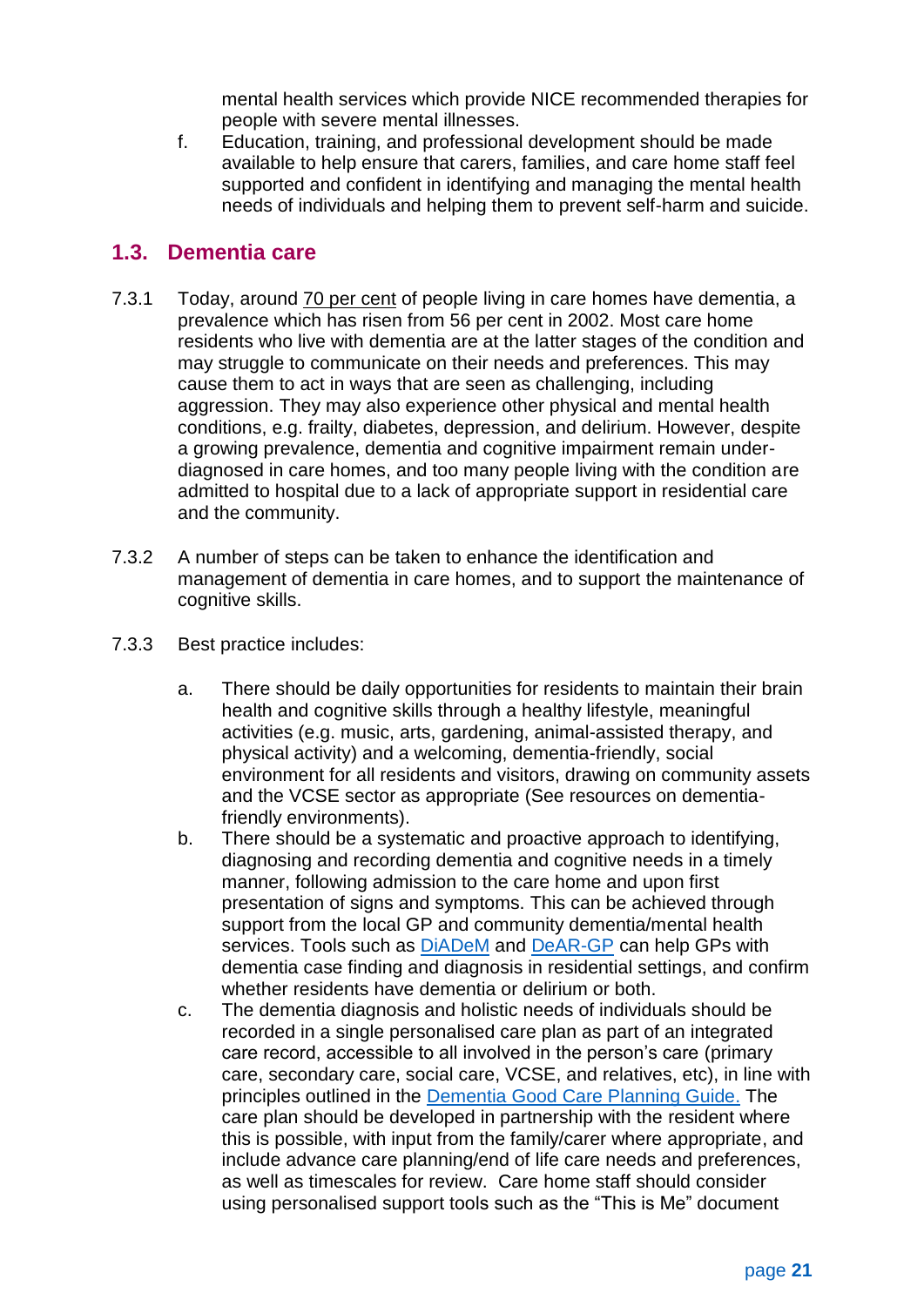mental health services which provide NICE recommended therapies for people with severe mental illnesses.

f. Education, training, and professional development should be made available to help ensure that carers, families, and care home staff feel supported and confident in identifying and managing the mental health needs of individuals and helping them to prevent self-harm and suicide.

## 1.3. Dementia care

7.3.1 Today, around 70 per cent of people living in care homes have dementia, a prevalence which has risen from 56 per cent in 2002. Most care home residents who live with dementia are at the latter stages of the condition and may struggle to communicate on their needs and preferences. This may cause them to act in ways that are seen as challenging, including aggression. They may also experience other physical and mental health conditions, e.g. frailty, diabetes, depression, and delirium. However, despite a growing prevalence, dementia and cognitive impairment remain under-diagnosed in care homes, and too many people living with the condition are admitted to hospital due to a lack of appropriate support in residential care and the community.

7.3.2 A number of steps can be taken to enhance the identification and management of dementia in care homes, and to support the maintenance of cognitive skills.

7.3.3 Best practice includes:

a. There should be daily opportunities for residents to maintain their brain health and cognitive skills through a healthy lifestyle, meaningful activities (e.g. music, arts, gardening, animal-assisted therapy, and physical activity) and a welcoming, dementia-friendly, social environment for all residents and visitors, drawing on community assets and the VCSE sector as appropriate (See resources on dementia-friendly environments).

b. There should be a systematic and proactive approach to identifying, diagnosing and recording dementia and cognitive needs in a timely manner, following admission to the care home and upon first presentation of signs and symptoms. This can be achieved through support from the local GP and community dementia/mental health services. Tools such as DiADeM and DeAR-GP can help GPs with dementia case finding and diagnosis in residential settings, and confirm whether residents have dementia or delirium or both.

c. The dementia diagnosis and holistic needs of individuals should be recorded in a single personalised care plan as part of an integrated care record, accessible to all involved in the person's care (primary care, secondary care, social care, VCSE, and relatives, etc), in line with principles outlined in the Dementia Good Care Planning Guide. The care plan should be developed in partnership with the resident where this is possible, with input from the family/carer where appropriate, and include advance care planning/end of life care needs and preferences, as well as timescales for review. Care home staff should consider using personalised support tools such as the "This is Me" document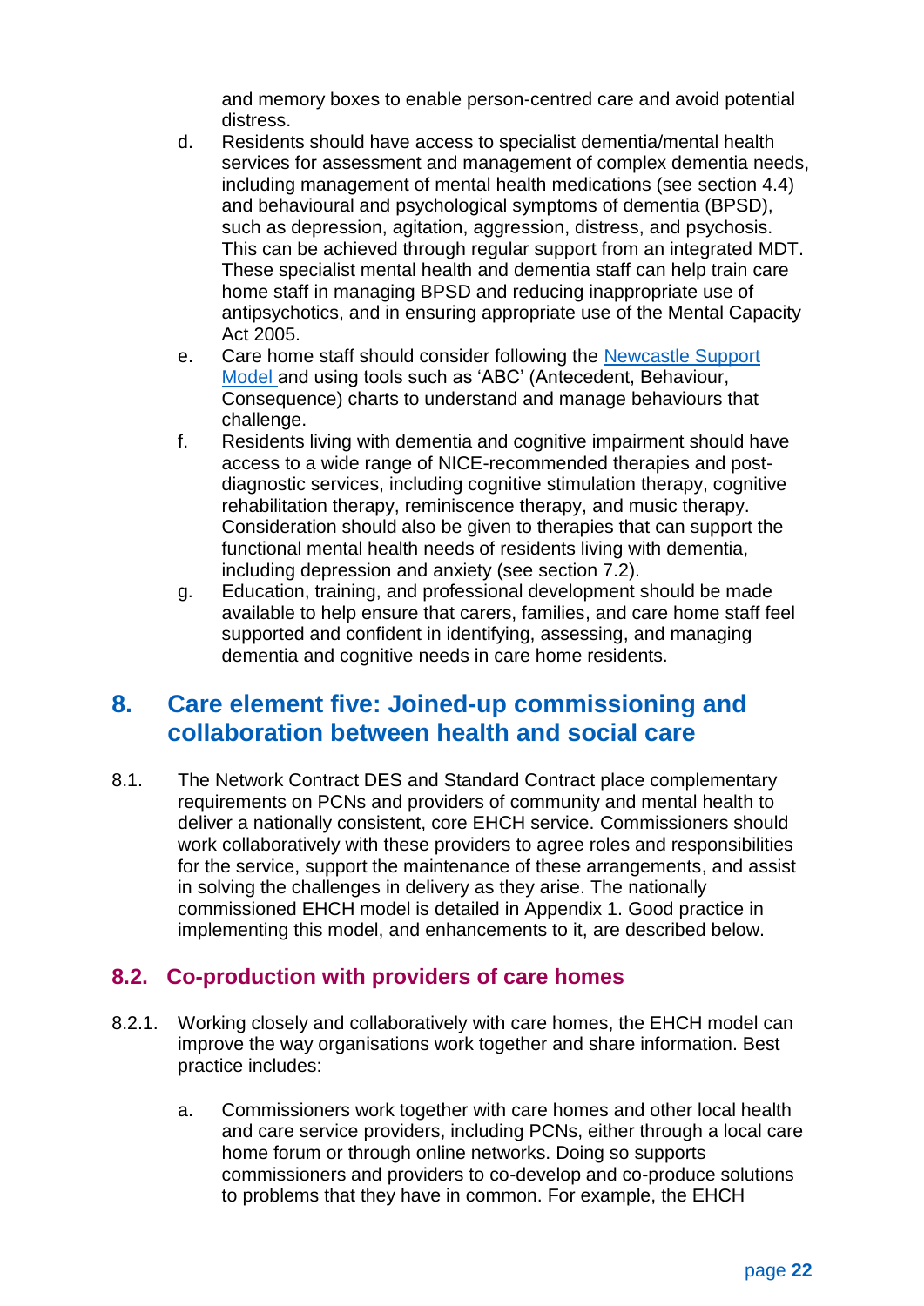and memory boxes to enable person-centred care and avoid potential distress.

d. Residents should have access to specialist dementia/mental health services for assessment and management of complex dementia needs, including management of mental health medications (see section 4.4) and behavioural and psychological symptoms of dementia (BPSD), such as depression, agitation, aggression, distress, and psychosis. This can be achieved through regular support from an integrated MDT. These specialist mental health and dementia staff can help train care home staff in managing BPSD and reducing inappropriate use of antipsychotics, and in ensuring appropriate use of the Mental Capacity Act 2005.

e. Care home staff should consider following the [Newcastle Support Model](#) and using tools such as 'ABC' (Antecedent, Behaviour, Consequence) charts to understand and manage behaviours that challenge.

f. Residents living with dementia and cognitive impairment should have access to a wide range of NICE-recommended therapies and post-diagnostic services, including cognitive stimulation therapy, cognitive rehabilitation therapy, reminiscence therapy, and music therapy. Consideration should also be given to therapies that can support the functional mental health needs of residents living with dementia, including depression and anxiety (see section 7.2).

g. Education, training, and professional development should be made available to help ensure that carers, families, and care home staff feel supported and confident in identifying, assessing, and managing dementia and cognitive needs in care home residents.

# 8. Care element five: Joined-up commissioning and collaboration between health and social care

8.1. The Network Contract DES and Standard Contract place complementary requirements on PCNs and providers of community and mental health to deliver a nationally consistent, core EHCH service. Commissioners should work collaboratively with these providers to agree roles and responsibilities for the service, support the maintenance of these arrangements, and assist in solving the challenges in delivery as they arise. The nationally commissioned EHCH model is detailed in Appendix 1. Good practice in implementing this model, and enhancements to it, are described below.

## 8.2. Co-production with providers of care homes

8.2.1. Working closely and collaboratively with care homes, the EHCH model can improve the way organisations work together and share information. Best practice includes:

a. Commissioners work together with care homes and other local health and care service providers, including PCNs, either through a local care home forum or through online networks. Doing so supports commissioners and providers to co-develop and co-produce solutions to problems that they have in common. For example, the EHCH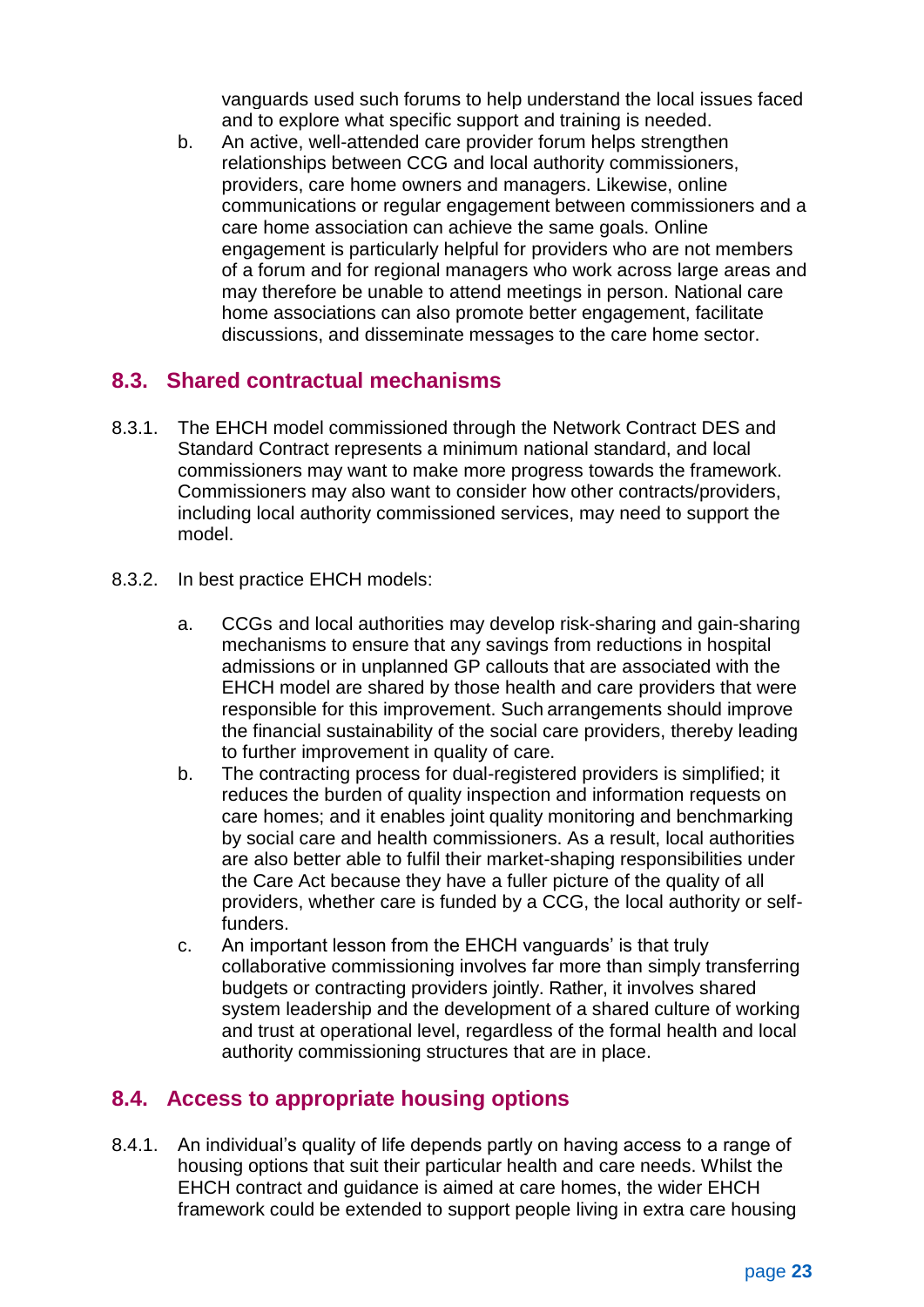vanguards used such forums to help understand the local issues faced and to explore what specific support and training is needed.

b. An active, well-attended care provider forum helps strengthen relationships between CCG and local authority commissioners, providers, care home owners and managers. Likewise, online communications or regular engagement between commissioners and a care home association can achieve the same goals. Online engagement is particularly helpful for providers who are not members of a forum and for regional managers who work across large areas and may therefore be unable to attend meetings in person. National care home associations can also promote better engagement, facilitate discussions, and disseminate messages to the care home sector.

## 8.3. Shared contractual mechanisms

8.3.1. The EHCH model commissioned through the Network Contract DES and Standard Contract represents a minimum national standard, and local commissioners may want to make more progress towards the framework. Commissioners may also want to consider how other contracts/providers, including local authority commissioned services, may need to support the model.

8.3.2. In best practice EHCH models:

a. CCGs and local authorities may develop risk-sharing and gain-sharing mechanisms to ensure that any savings from reductions in hospital admissions or in unplanned GP callouts that are associated with the EHCH model are shared by those health and care providers that were responsible for this improvement. Such arrangements should improve the financial sustainability of the social care providers, thereby leading to further improvement in quality of care.

b. The contracting process for dual-registered providers is simplified; it reduces the burden of quality inspection and information requests on care homes; and it enables joint quality monitoring and benchmarking by social care and health commissioners. As a result, local authorities are also better able to fulfil their market-shaping responsibilities under the Care Act because they have a fuller picture of the quality of all providers, whether care is funded by a CCG, the local authority or self-funders.

c. An important lesson from the EHCH vanguards' is that truly collaborative commissioning involves far more than simply transferring budgets or contracting providers jointly. Rather, it involves shared system leadership and the development of a shared culture of working and trust at operational level, regardless of the formal health and local authority commissioning structures that are in place.

## 8.4. Access to appropriate housing options

8.4.1. An individual's quality of life depends partly on having access to a range of housing options that suit their particular health and care needs. Whilst the EHCH contract and guidance is aimed at care homes, the wider EHCH framework could be extended to support people living in extra care housing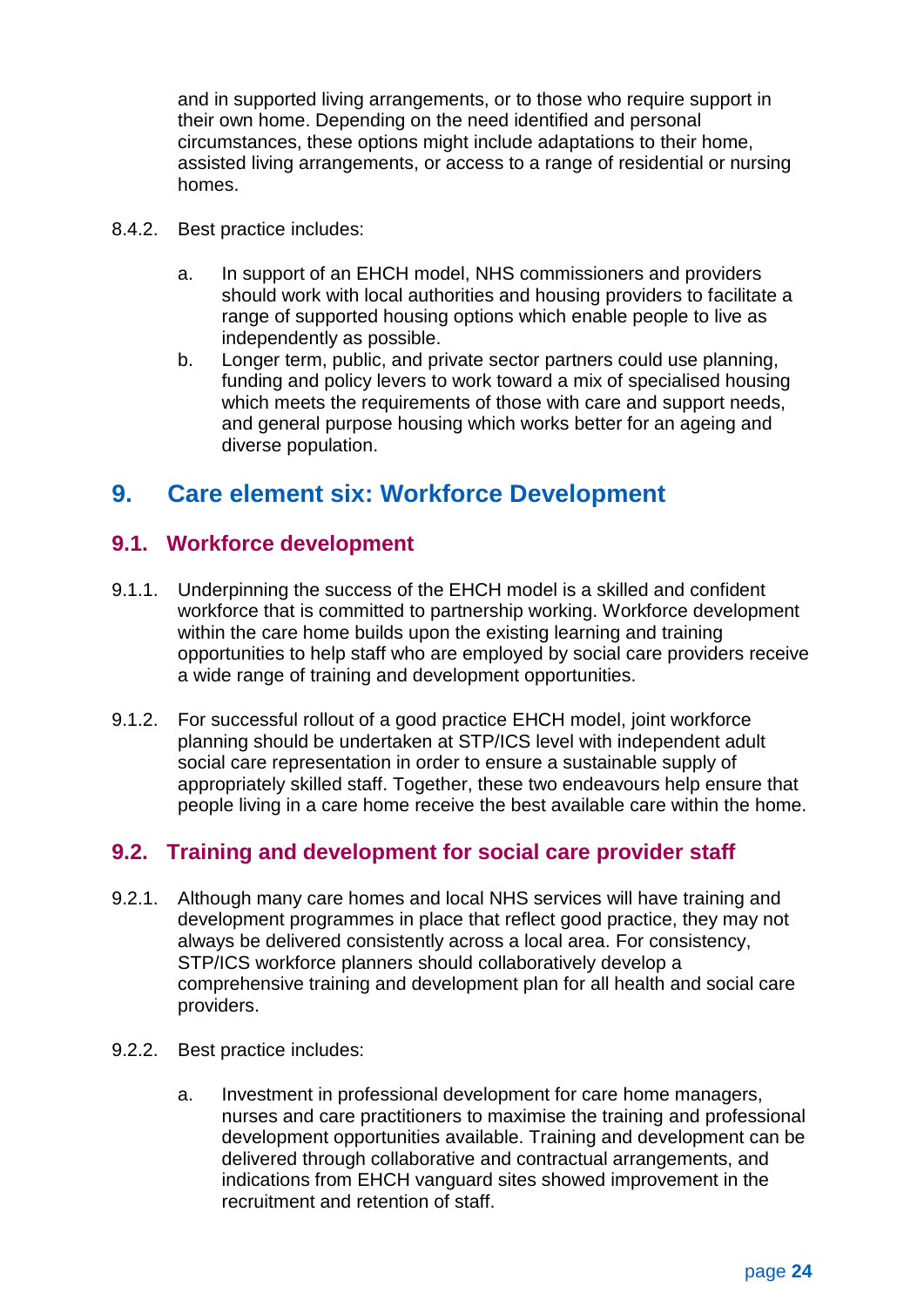and in supported living arrangements, or to those who require support in their own home. Depending on the need identified and personal circumstances, these options might include adaptations to their home, assisted living arrangements, or access to a range of residential or nursing homes.

8.4.2. Best practice includes:

a. In support of an EHCH model, NHS commissioners and providers should work with local authorities and housing providers to facilitate a range of supported housing options which enable people to live as independently as possible.

b. Longer term, public, and private sector partners could use planning, funding and policy levers to work toward a mix of specialised housing which meets the requirements of those with care and support needs, and general purpose housing which works better for an ageing and diverse population.

# 9. Care element six: Workforce Development

## 9.1. Workforce development

9.1.1. Underpinning the success of the EHCH model is a skilled and confident workforce that is committed to partnership working. Workforce development within the care home builds upon the existing learning and training opportunities to help staff who are employed by social care providers receive a wide range of training and development opportunities.

9.1.2. For successful rollout of a good practice EHCH model, joint workforce planning should be undertaken at STP/ICS level with independent adult social care representation in order to ensure a sustainable supply of appropriately skilled staff. Together, these two endeavours help ensure that people living in a care home receive the best available care within the home.

## 9.2. Training and development for social care provider staff

9.2.1. Although many care homes and local NHS services will have training and development programmes in place that reflect good practice, they may not always be delivered consistently across a local area. For consistency, STP/ICS workforce planners should collaboratively develop a comprehensive training and development plan for all health and social care providers.

9.2.2. Best practice includes:

a. Investment in professional development for care home managers, nurses and care practitioners to maximise the training and professional development opportunities available. Training and development can be delivered through collaborative and contractual arrangements, and indications from EHCH vanguard sites showed improvement in the recruitment and retention of staff.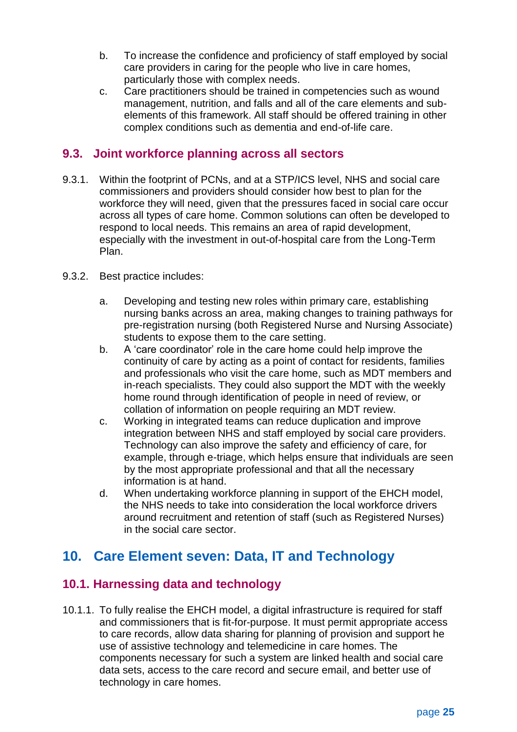b. To increase the confidence and proficiency of staff employed by social care providers in caring for the people who live in care homes, particularly those with complex needs.

c. Care practitioners should be trained in competencies such as wound management, nutrition, and falls and all of the care elements and sub-elements of this framework. All staff should be offered training in other complex conditions such as dementia and end-of-life care.

### 9.3. Joint workforce planning across all sectors

9.3.1. Within the footprint of PCNs, and at a STP/ICS level, NHS and social care commissioners and providers should consider how best to plan for the workforce they will need, given that the pressures faced in social care occur across all types of care home. Common solutions can often be developed to respond to local needs. This remains an area of rapid development, especially with the investment in out-of-hospital care from the Long-Term Plan.

9.3.2. Best practice includes:

a. Developing and testing new roles within primary care, establishing nursing banks across an area, making changes to training pathways for pre-registration nursing (both Registered Nurse and Nursing Associate) students to expose them to the care setting.

b. A 'care coordinator' role in the care home could help improve the continuity of care by acting as a point of contact for residents, families and professionals who visit the care home, such as MDT members and in-reach specialists. They could also support the MDT with the weekly home round through identification of people in need of review, or collation of information on people requiring an MDT review.

c. Working in integrated teams can reduce duplication and improve integration between NHS and staff employed by social care providers. Technology can also improve the safety and efficiency of care, for example, through e-triage, which helps ensure that individuals are seen by the most appropriate professional and that all the necessary information is at hand.

d. When undertaking workforce planning in support of the EHCH model, the NHS needs to take into consideration the local workforce drivers around recruitment and retention of staff (such as Registered Nurses) in the social care sector.

## 10. Care Element seven: Data, IT and Technology

### 10.1. Harnessing data and technology

10.1.1. To fully realise the EHCH model, a digital infrastructure is required for staff and commissioners that is fit-for-purpose. It must permit appropriate access to care records, allow data sharing for planning of provision and support he use of assistive technology and telemedicine in care homes. The components necessary for such a system are linked health and social care data sets, access to the care record and secure email, and better use of technology in care homes.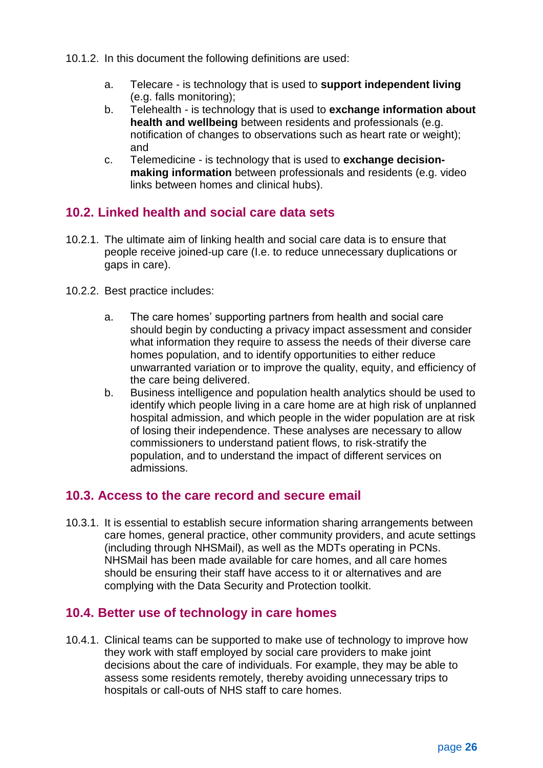10.1.2. In this document the following definitions are used:

a. Telecare - is technology that is used to **support independent living** (e.g. falls monitoring);
b. Telehealth - is technology that is used to **exchange information about health and wellbeing** between residents and professionals (e.g. notification of changes to observations such as heart rate or weight); and
c. Telemedicine - is technology that is used to **exchange decision-making information** between professionals and residents (e.g. video links between homes and clinical hubs).

## 10.2. Linked health and social care data sets

10.2.1. The ultimate aim of linking health and social care data is to ensure that people receive joined-up care (I.e. to reduce unnecessary duplications or gaps in care).

10.2.2. Best practice includes:

a. The care homes' supporting partners from health and social care should begin by conducting a privacy impact assessment and consider what information they require to assess the needs of their diverse care homes population, and to identify opportunities to either reduce unwarranted variation or to improve the quality, equity, and efficiency of the care being delivered.
b. Business intelligence and population health analytics should be used to identify which people living in a care home are at high risk of unplanned hospital admission, and which people in the wider population are at risk of losing their independence. These analyses are necessary to allow commissioners to understand patient flows, to risk-stratify the population, and to understand the impact of different services on admissions.

## 10.3. Access to the care record and secure email

10.3.1. It is essential to establish secure information sharing arrangements between care homes, general practice, other community providers, and acute settings (including through NHSMail), as well as the MDTs operating in PCNs. NHSMail has been made available for care homes, and all care homes should be ensuring their staff have access to it or alternatives and are complying with the Data Security and Protection toolkit.

## 10.4. Better use of technology in care homes

10.4.1. Clinical teams can be supported to make use of technology to improve how they work with staff employed by social care providers to make joint decisions about the care of individuals. For example, they may be able to assess some residents remotely, thereby avoiding unnecessary trips to hospitals or call-outs of NHS staff to care homes.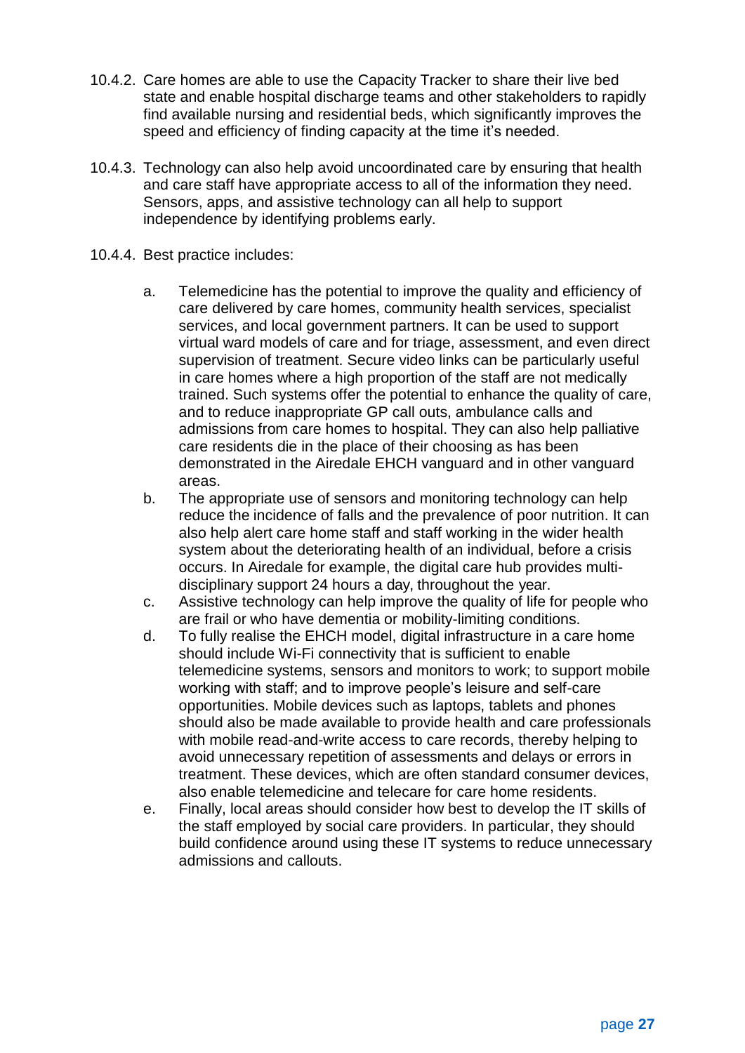10.4.2. Care homes are able to use the Capacity Tracker to share their live bed state and enable hospital discharge teams and other stakeholders to rapidly find available nursing and residential beds, which significantly improves the speed and efficiency of finding capacity at the time it's needed.

10.4.3. Technology can also help avoid uncoordinated care by ensuring that health and care staff have appropriate access to all of the information they need. Sensors, apps, and assistive technology can all help to support independence by identifying problems early.

10.4.4. Best practice includes:

a. Telemedicine has the potential to improve the quality and efficiency of care delivered by care homes, community health services, specialist services, and local government partners. It can be used to support virtual ward models of care and for triage, assessment, and even direct supervision of treatment. Secure video links can be particularly useful in care homes where a high proportion of the staff are not medically trained. Such systems offer the potential to enhance the quality of care, and to reduce inappropriate GP call outs, ambulance calls and admissions from care homes to hospital. They can also help palliative care residents die in the place of their choosing as has been demonstrated in the Airedale EHCH vanguard and in other vanguard areas.

b. The appropriate use of sensors and monitoring technology can help reduce the incidence of falls and the prevalence of poor nutrition. It can also help alert care home staff and staff working in the wider health system about the deteriorating health of an individual, before a crisis occurs. In Airedale for example, the digital care hub provides multi-disciplinary support 24 hours a day, throughout the year.

c. Assistive technology can help improve the quality of life for people who are frail or who have dementia or mobility-limiting conditions.

d. To fully realise the EHCH model, digital infrastructure in a care home should include Wi-Fi connectivity that is sufficient to enable telemedicine systems, sensors and monitors to work; to support mobile working with staff; and to improve people's leisure and self-care opportunities. Mobile devices such as laptops, tablets and phones should also be made available to provide health and care professionals with mobile read-and-write access to care records, thereby helping to avoid unnecessary repetition of assessments and delays or errors in treatment. These devices, which are often standard consumer devices, also enable telemedicine and telecare for care home residents.

e. Finally, local areas should consider how best to develop the IT skills of the staff employed by social care providers. In particular, they should build confidence around using these IT systems to reduce unnecessary admissions and callouts.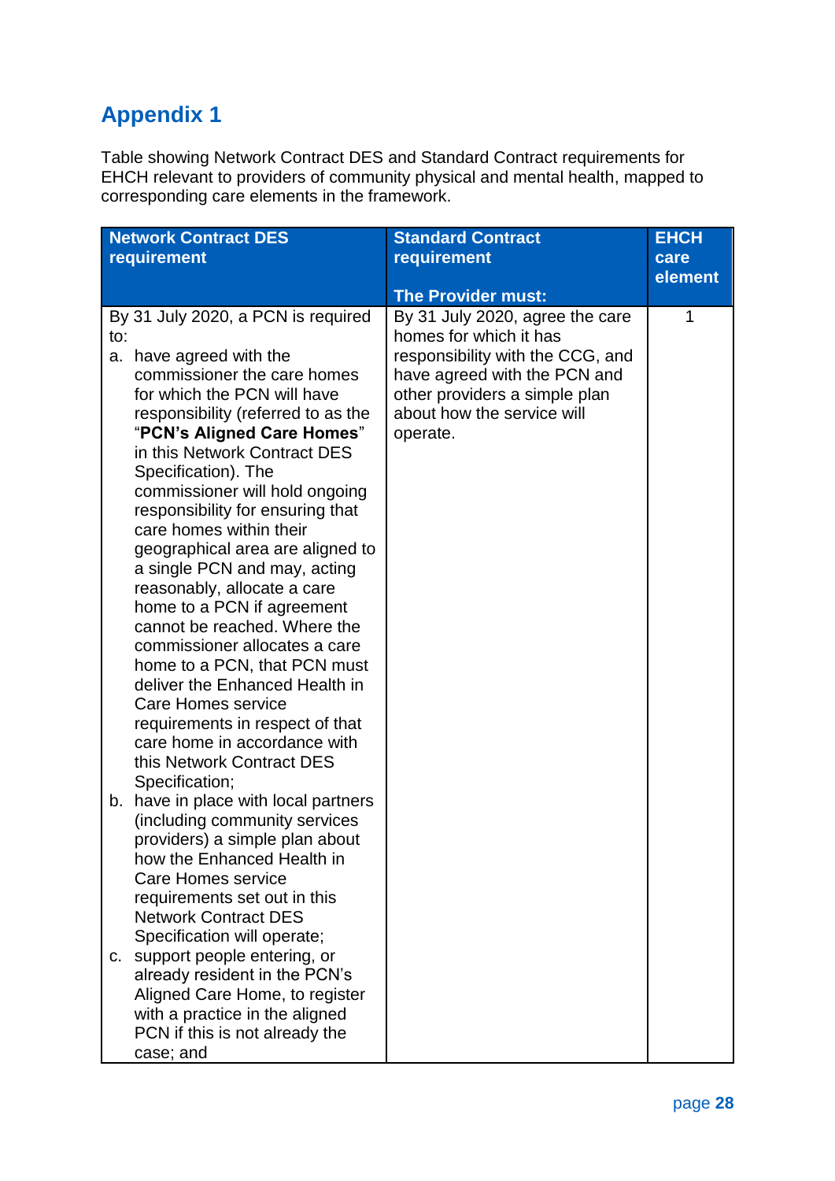## Appendix 1

Table showing Network Contract DES and Standard Contract requirements for EHCH relevant to providers of community physical and mental health, mapped to corresponding care elements in the framework.

| Network Contract DES requirement | Standard Contract requirement<br><br>The Provider must: | EHCH care element |
|---|---|---|
| By 31 July 2020, a PCN is required to:<br>a. have agreed with the commissioner the care homes for which the PCN will have responsibility (referred to as the "**PCN's Aligned Care Homes**" in this Network Contract DES Specification). The commissioner will hold ongoing responsibility for ensuring that care homes within their geographical area are aligned to a single PCN and may, acting reasonably, allocate a care home to a PCN if agreement cannot be reached. Where the commissioner allocates a care home to a PCN, that PCN must deliver the Enhanced Health in Care Homes service requirements in respect of that care home in accordance with this Network Contract DES Specification;<br>b. have in place with local partners (including community services providers) a simple plan about how the Enhanced Health in Care Homes service requirements set out in this Network Contract DES Specification will operate;<br>c. support people entering, or already resident in the PCN's Aligned Care Home, to register with a practice in the aligned PCN if this is not already the case; and | By 31 July 2020, agree the care homes for which it has responsibility with the CCG, and have agreed with the PCN and other providers a simple plan about how the service will operate. | 1 |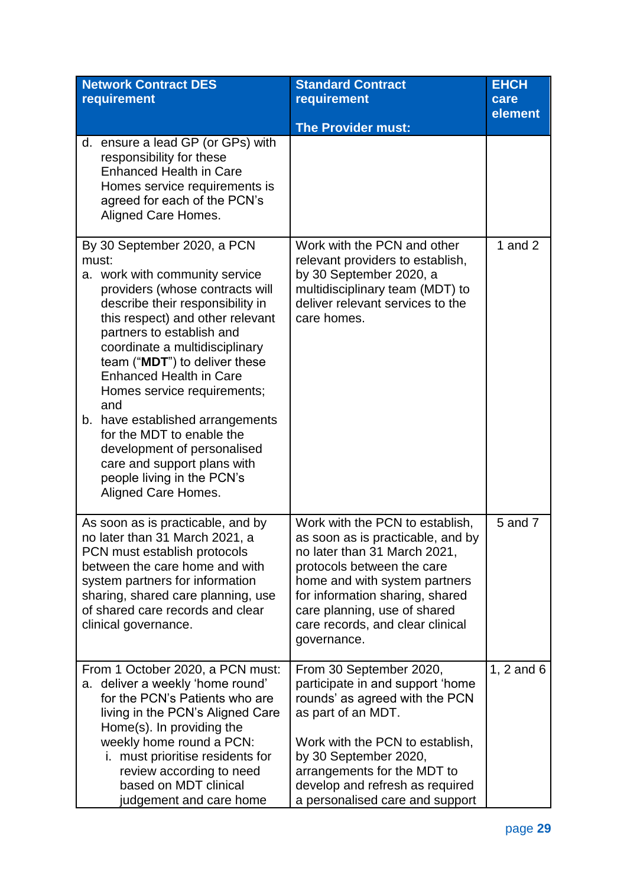| Network Contract DES requirement | Standard Contract requirement<br><br>The Provider must: | EHCH care element |
|---|---|---|
| d. ensure a lead GP (or GPs) with responsibility for these Enhanced Health in Care Homes service requirements is agreed for each of the PCN's Aligned Care Homes. | | |
| By 30 September 2020, a PCN must:<br>a. work with community service providers (whose contracts will describe their responsibility in this respect) and other relevant partners to establish and coordinate a multidisciplinary team ("**MDT**") to deliver these Enhanced Health in Care Homes service requirements; and<br>b. have established arrangements for the MDT to enable the development of personalised care and support plans with people living in the PCN's Aligned Care Homes. | Work with the PCN and other relevant providers to establish, by 30 September 2020, a multidisciplinary team (MDT) to deliver relevant services to the care homes. | 1 and 2 |
| As soon as is practicable, and by no later than 31 March 2021, a PCN must establish protocols between the care home and with system partners for information sharing, shared care planning, use of shared care records and clear clinical governance. | Work with the PCN to establish, as soon as is practicable, and by no later than 31 March 2021, protocols between the care home and with system partners for information sharing, shared care planning, use of shared care records, and clear clinical governance. | 5 and 7 |
| From 1 October 2020, a PCN must:<br>a. deliver a weekly 'home round' for the PCN's Patients who are living in the PCN's Aligned Care Home(s). In providing the weekly home round a PCN:<br>i. must prioritise residents for review according to need based on MDT clinical judgement and care home | From 30 September 2020, participate in and support 'home rounds' as agreed with the PCN as part of an MDT.<br><br>Work with the PCN to establish, by 30 September 2020, arrangements for the MDT to develop and refresh as required a personalised care and support | 1, 2 and 6 |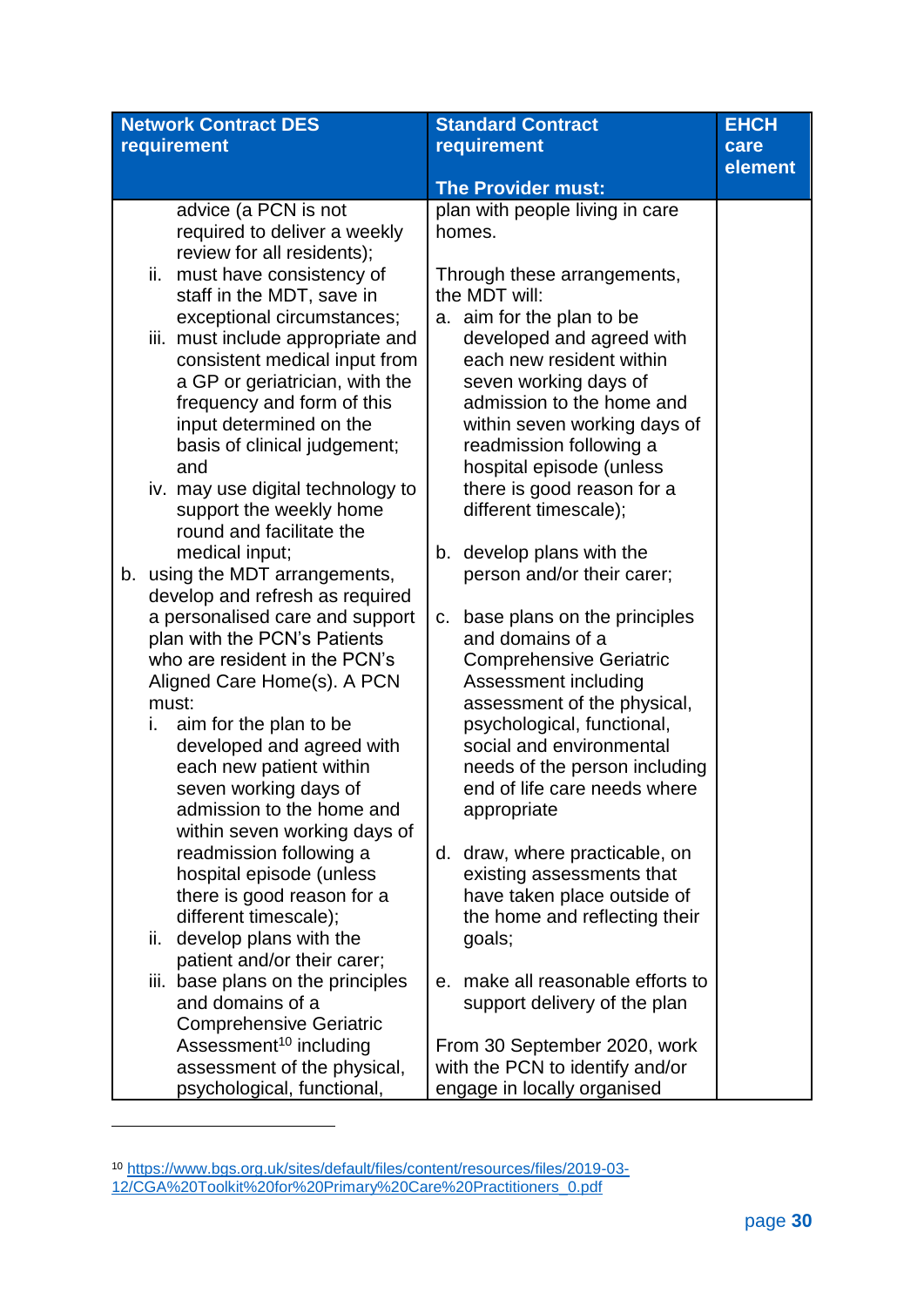| Network Contract DES requirement | Standard Contract requirement<br><br>**The Provider must:** | EHCH care element |
|---|---|---|
| advice (a PCN is not required to deliver a weekly review for all residents);<br>ii. must have consistency of staff in the MDT, save in exceptional circumstances;<br>iii. must include appropriate and consistent medical input from a GP or geriatrician, with the frequency and form of this input determined on the basis of clinical judgement; and<br>iv. may use digital technology to support the weekly home round and facilitate the medical input;<br>b. using the MDT arrangements, develop and refresh as required a personalised care and support plan with the PCN's Patients who are resident in the PCN's Aligned Care Home(s). A PCN must:<br>i. aim for the plan to be developed and agreed with each new patient within seven working days of admission to the home and within seven working days of readmission following a hospital episode (unless there is good reason for a different timescale);<br>ii. develop plans with the patient and/or their carer;<br>iii. base plans on the principles and domains of a Comprehensive Geriatric Assessment[10] including assessment of the physical, psychological, functional, | plan with people living in care homes.<br><br>Through these arrangements, the MDT will:<br>a. aim for the plan to be developed and agreed with each new resident within seven working days of admission to the home and within seven working days of readmission following a hospital episode (unless there is good reason for a different timescale);<br><br>b. develop plans with the person and/or their carer;<br><br>c. base plans on the principles and domains of a Comprehensive Geriatric Assessment including assessment of the physical, psychological, functional, social and environmental needs of the person including end of life care needs where appropriate<br><br>d. draw, where practicable, on existing assessments that have taken place outside of the home and reflecting their goals;<br><br>e. make all reasonable efforts to support delivery of the plan<br><br>From 30 September 2020, work with the PCN to identify and/or engage in locally organised | |

[10] https://www.bgs.org.uk/sites/default/files/content/resources/files/2019-03-12/CGA%20Toolkit%20for%20Primary%20Care%20Practitioners_0.pdf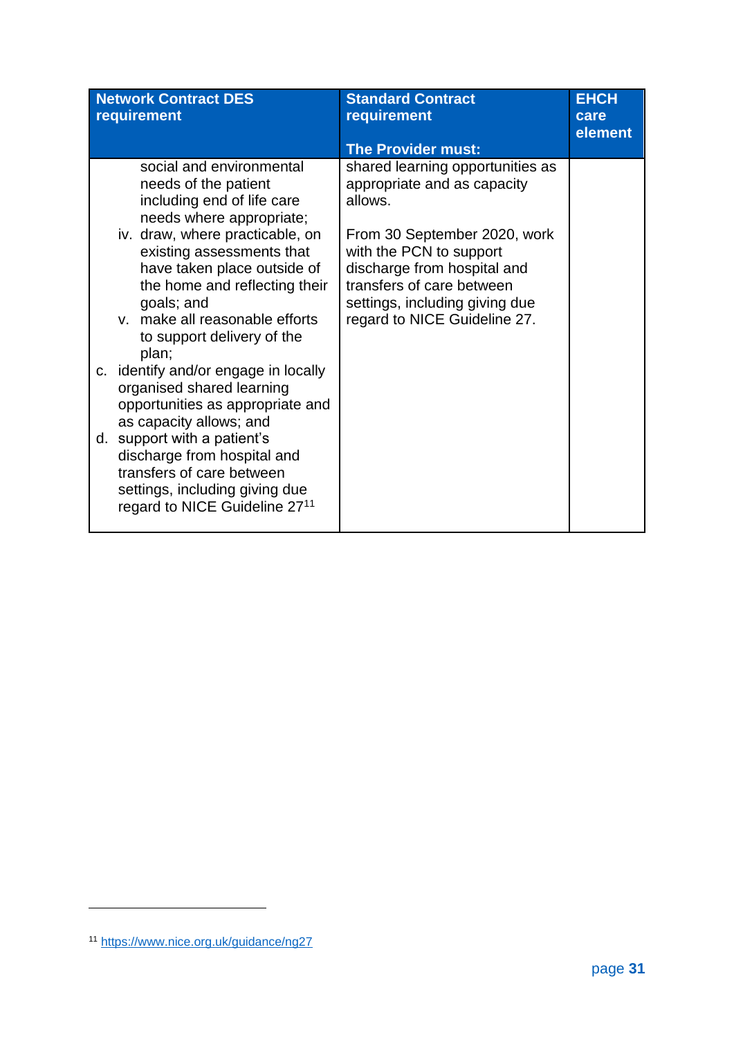| Network Contract DES requirement | Standard Contract requirement<br><br>The Provider must: | EHCH care element |
|---|---|---|
| social and environmental needs of the patient including end of life care needs where appropriate;<br>iv. draw, where practicable, on existing assessments that have taken place outside of the home and reflecting their goals; and<br>v. make all reasonable efforts to support delivery of the plan;<br>c. identify and/or engage in locally organised shared learning opportunities as appropriate and as capacity allows; and<br>d. support with a patient's discharge from hospital and transfers of care between settings, including giving due regard to NICE Guideline 27[11] | shared learning opportunities as appropriate and as capacity allows.<br><br>From 30 September 2020, work with the PCN to support discharge from hospital and transfers of care between settings, including giving due regard to NICE Guideline 27. | |

[11] https://www.nice.org.uk/guidance/ng27